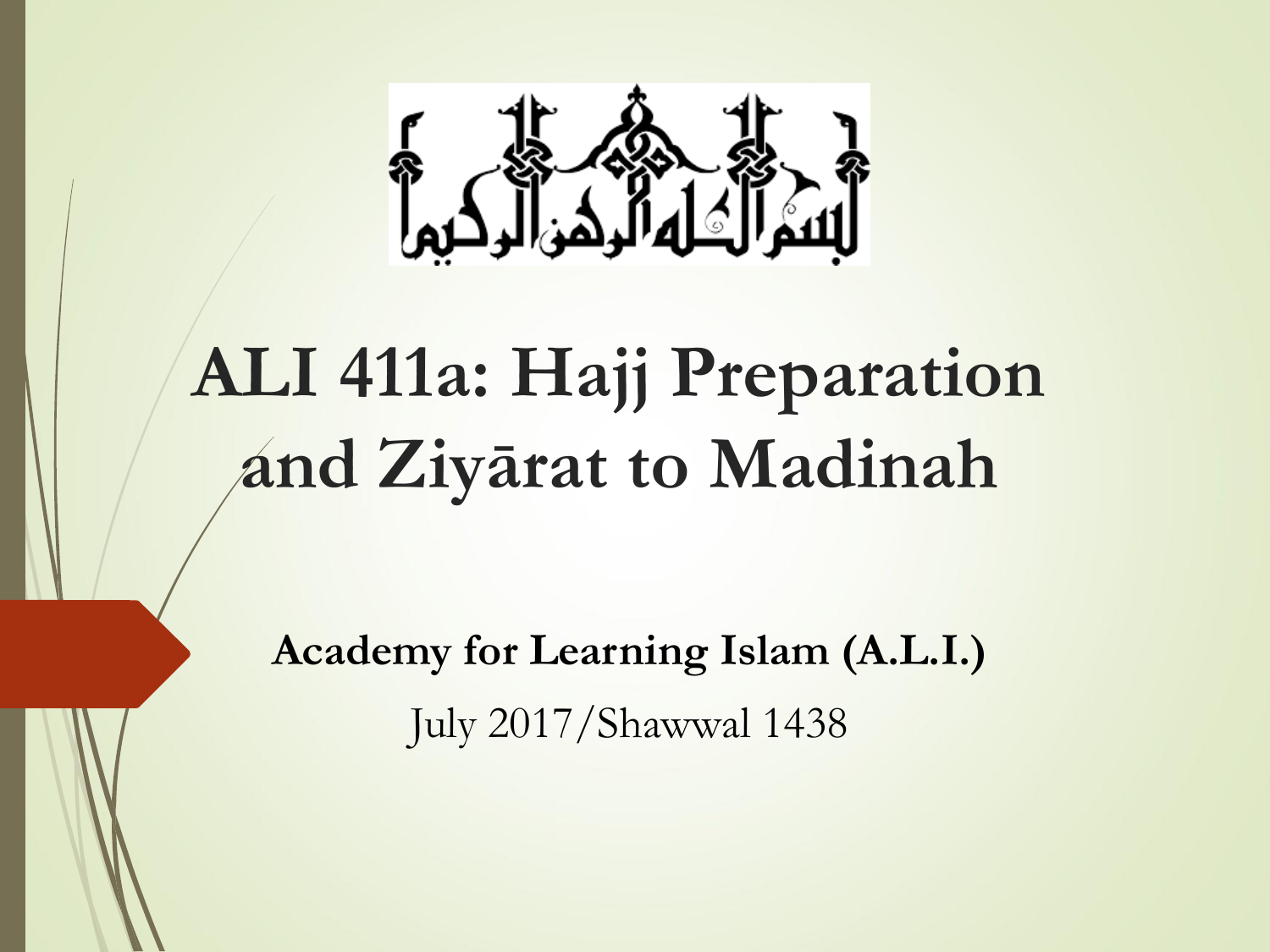بسم الله الرحمن الرحيم

# ALI 411a: Hajj Preparation and Ziyārat to Madinah

**Academy for Learning Islam (A.L.I.)**

July 2017/Shawwal 1438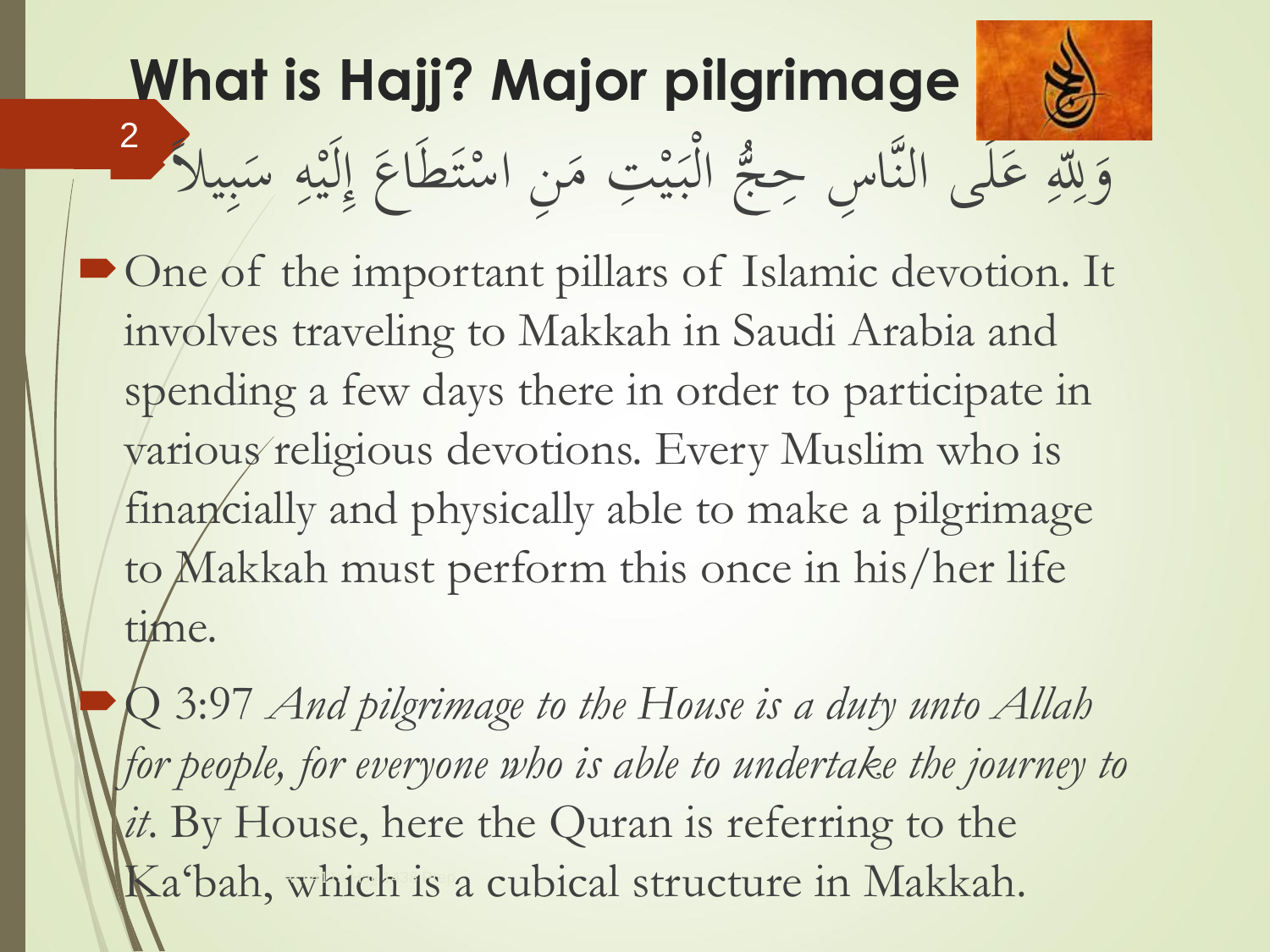# What is Hajj? Major pilgrimage

وَلِلّهِ عَلَى النَّاسِ حِجُّ الْبَيْتِ مَنِ اسْتَطَاعَ إِلَيْهِ سَبِيلاً

- One of the important pillars of Islamic devotion. It involves traveling to Makkah in Saudi Arabia and spending a few days there in order to participate in various religious devotions. Every Muslim who is financially and physically able to make a pilgrimage to Makkah must perform this once in his/her life time.
- Q 3:97 *And pilgrimage to the House is a duty unto Allah for people, for everyone who is able to undertake the journey to it*. By House, here the Quran is referring to the Ka'bah, which is a cubical structure in Makkah.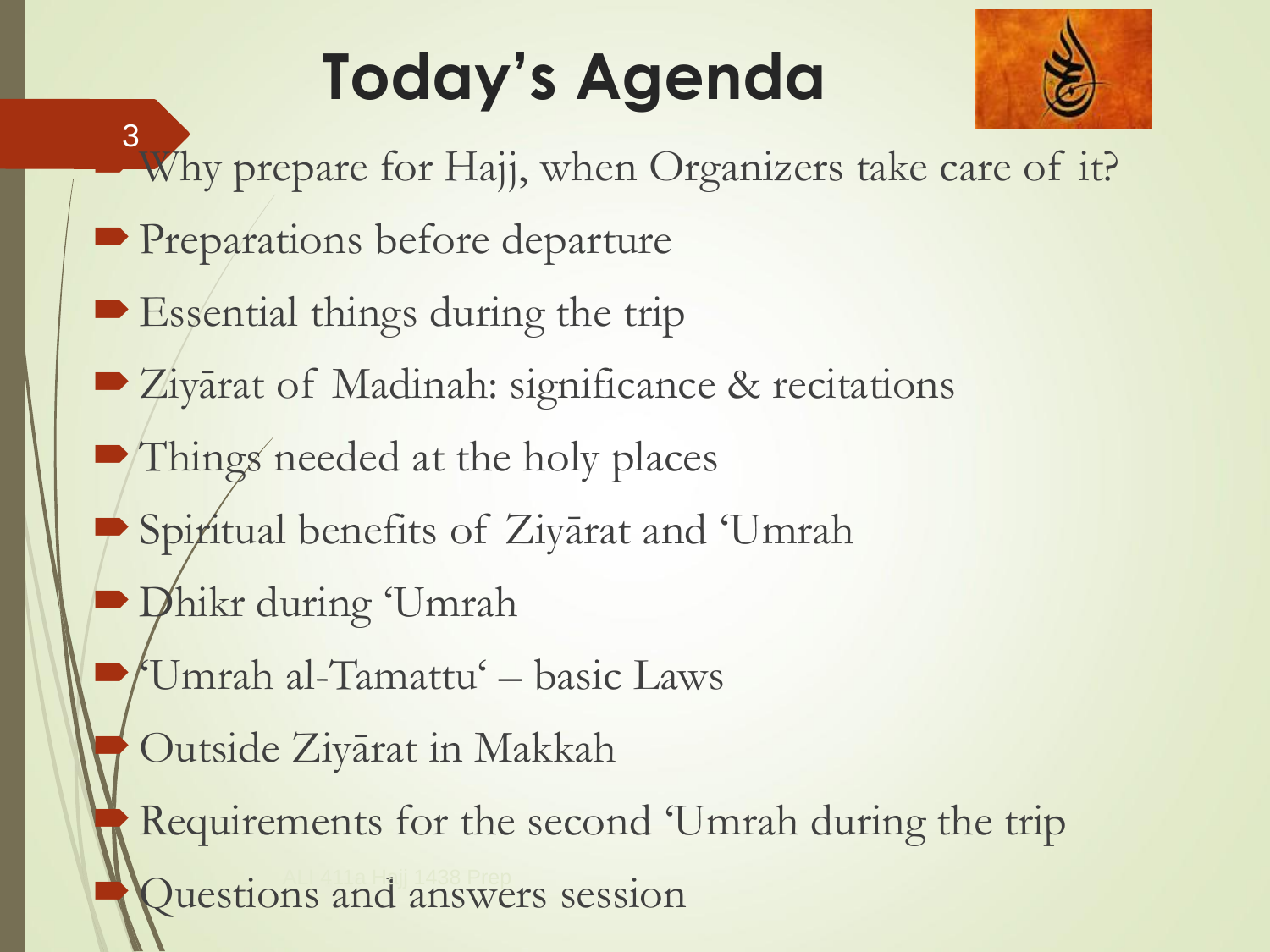# Today's Agenda

- Why prepare for Hajj, when Organizers take care of it?
- Preparations before departure
- Essential things during the trip
- Ziyārat of Madinah: significance & recitations
- Things needed at the holy places
- Spiritual benefits of Ziyārat and 'Umrah
- Dhikr during 'Umrah
- 'Umrah al-Tamattu' – basic Laws
- Outside Ziyārat in Makkah
- Requirements for the second 'Umrah during the trip
- Questions and answers session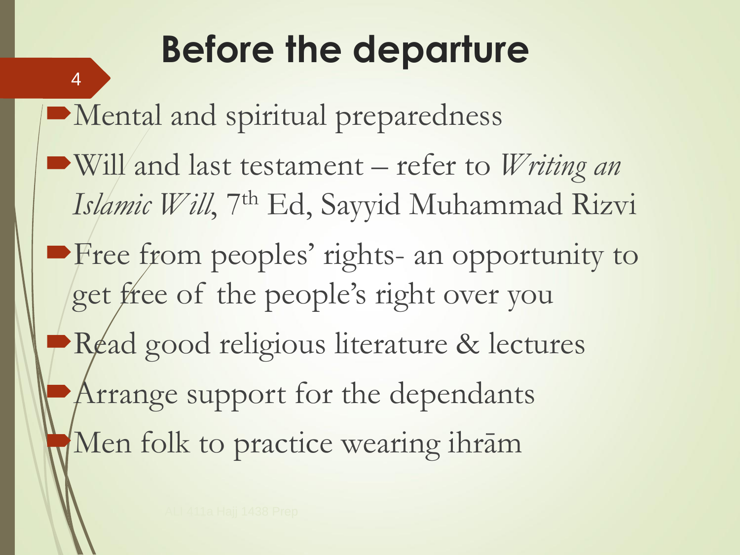# Before the departure

- Mental and spiritual preparedness
- Will and last testament – refer to *Writing an Islamic Will*, 7th Ed, Sayyid Muhammad Rizvi
- Free from peoples' rights- an opportunity to get free of the people's right over you
- Read good religious literature & lectures
- Arrange support for the dependants
- Men folk to practice wearing ihrām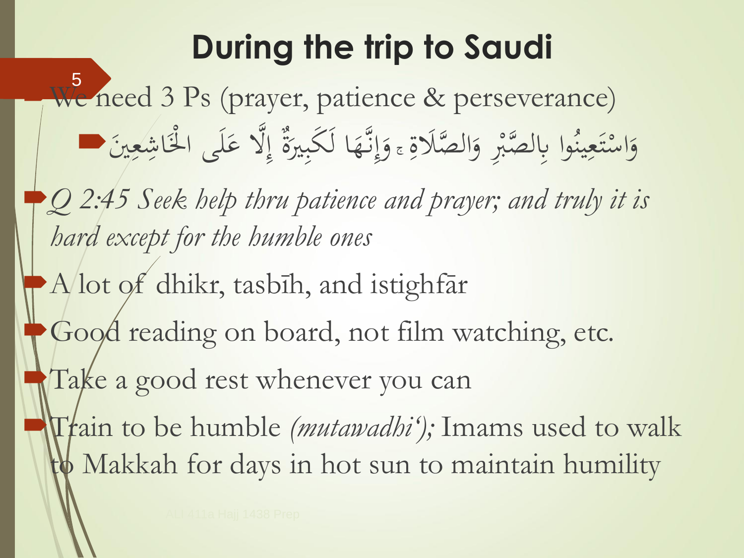# During the trip to Saudi

- We need 3 Ps (prayer, patience & perseverance)
  - وَاسْتَعِينُوا بِالصَّبْرِ وَالصَّلَاةِ ۚ وَإِنَّهَا لَكَبِيرَةٌ إِلَّا عَلَى الْخَاشِعِينَ
- *Q 2:45 Seek help thru patience and prayer; and truly it is hard except for the humble ones*
- A lot of dhikr, tasbīh, and istighfār
- Good reading on board, not film watching, etc.
- Take a good rest whenever you can
- Train to be humble *(mutawadhi');* Imams used to walk to Makkah for days in hot sun to maintain humility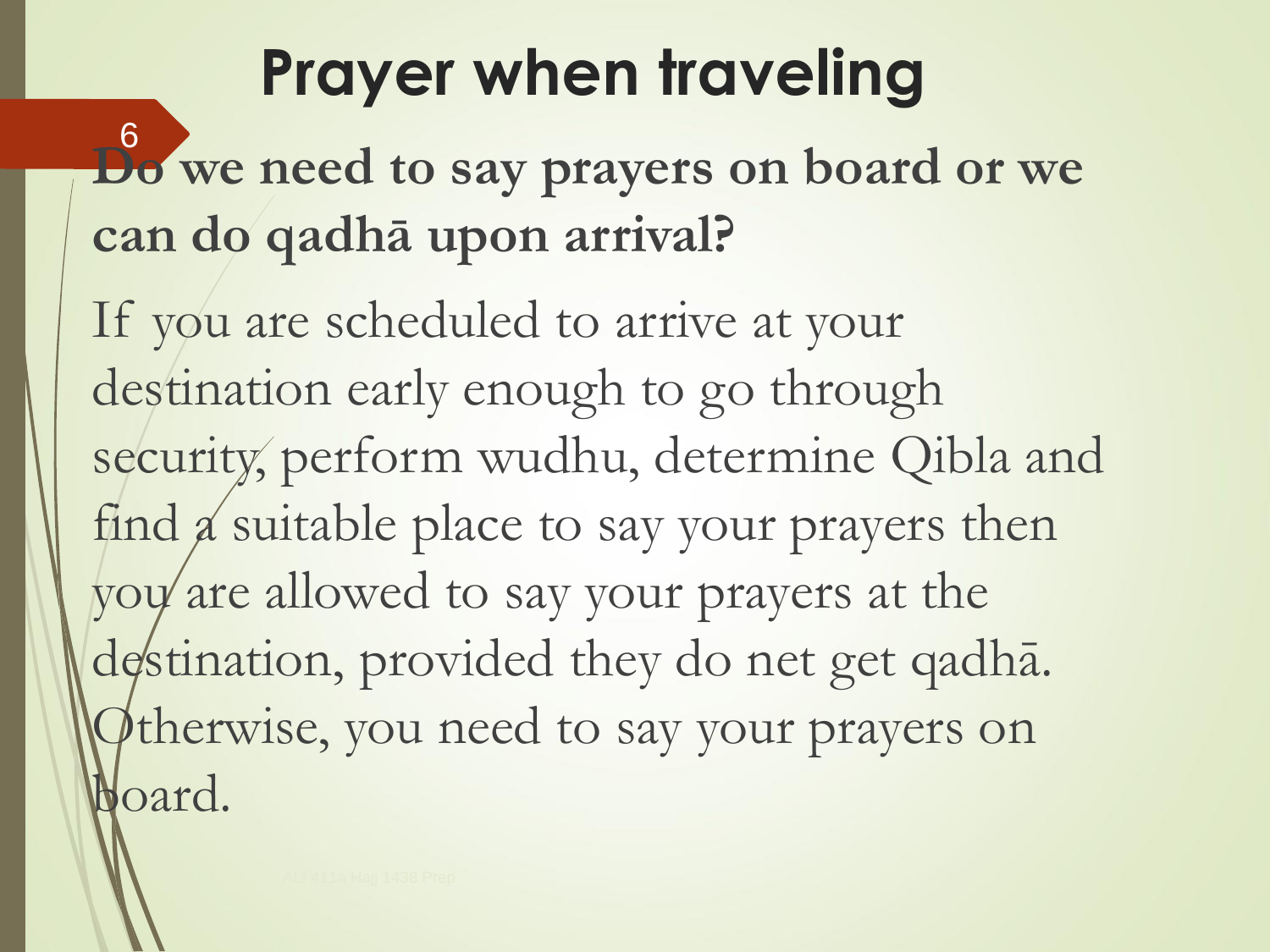# Prayer when traveling

**Do we need to say prayers on board or we can do qadhā upon arrival?**

If you are scheduled to arrive at your destination early enough to go through security, perform wudhu, determine Qibla and find a suitable place to say your prayers then you are allowed to say your prayers at the destination, provided they do net get qadhā. Otherwise, you need to say your prayers on board.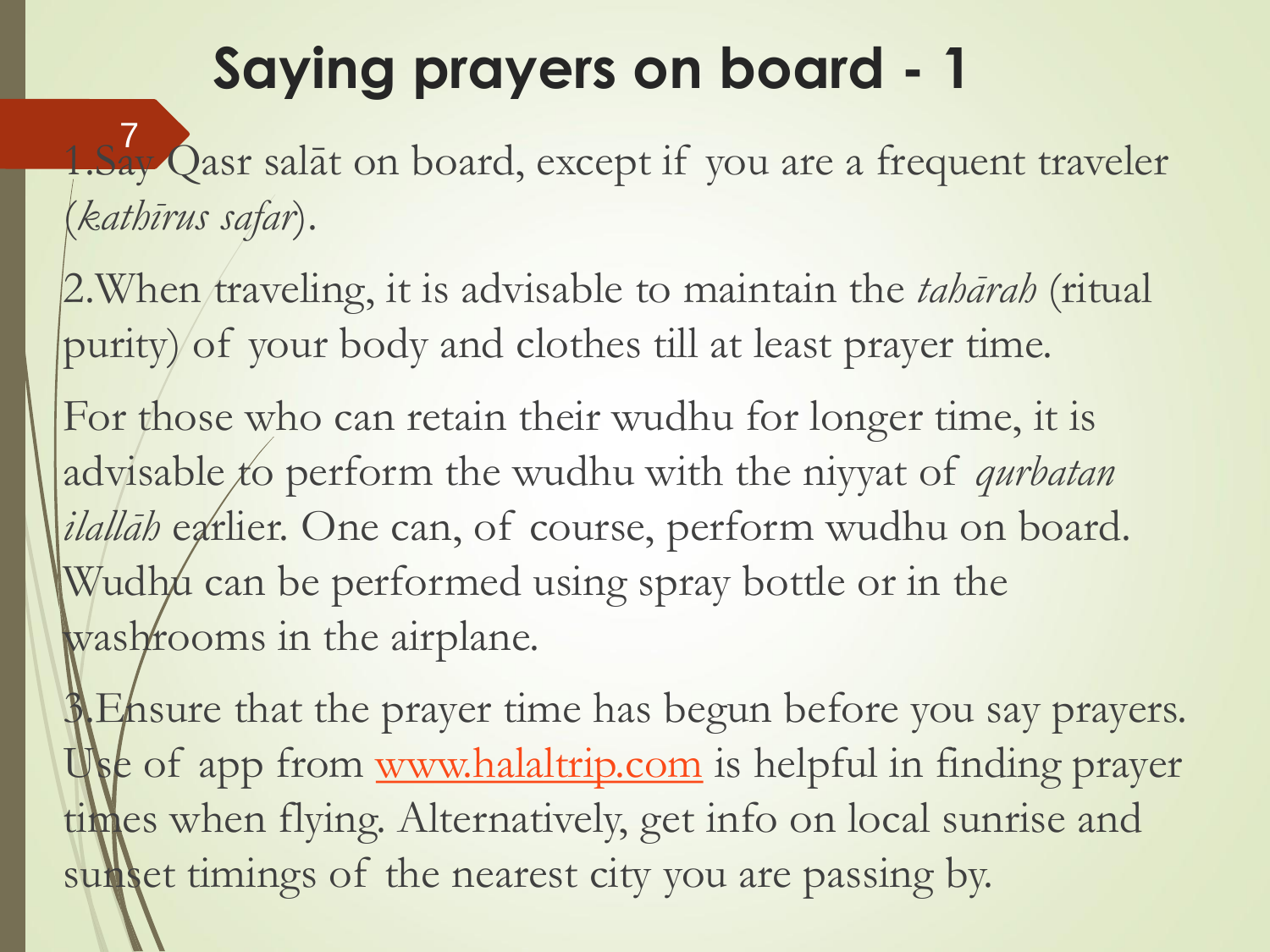# Saying prayers on board - 1

1. Say Qasr salāt on board, except if you are a frequent traveler (*kathīrus safar*).

2. When traveling, it is advisable to maintain the *tahārah* (ritual purity) of your body and clothes till at least prayer time.

   For those who can retain their wudhu for longer time, it is advisable to perform the wudhu with the niyyat of *qurbatan ilallāh* earlier. One can, of course, perform wudhu on board. Wudhu can be performed using spray bottle or in the washrooms in the airplane.

3. Ensure that the prayer time has begun before you say prayers. Use of app from [www.halaltrip.com](http://www.halaltrip.com) is helpful in finding prayer times when flying. Alternatively, get info on local sunrise and sunset timings of the nearest city you are passing by.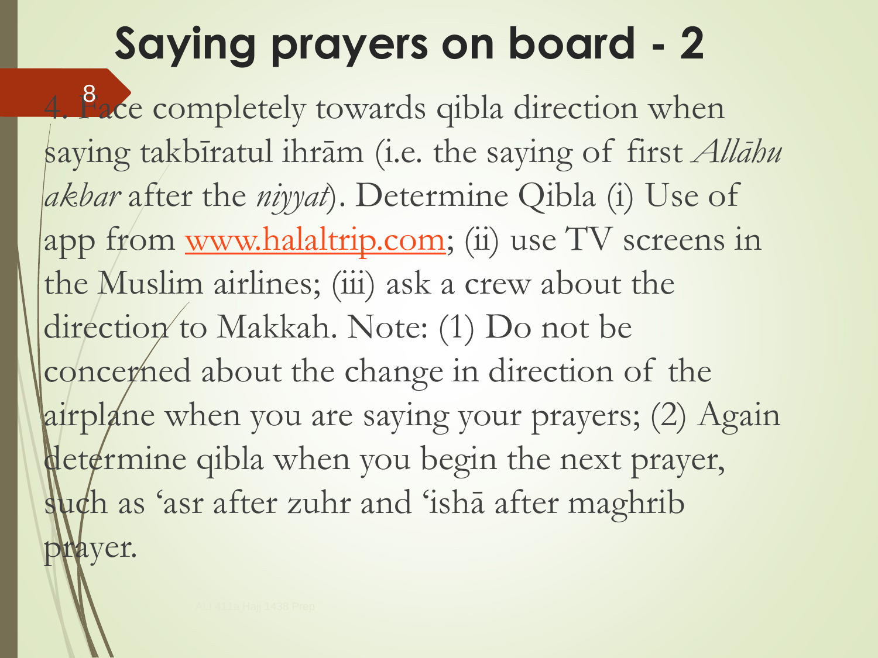# Saying prayers on board - 2

4. Face completely towards qibla direction when saying takbīratul ihrām (i.e. the saying of first *Allāhu akbar* after the *niyyat*). Determine Qibla (i) Use of app from [www.halaltrip.com](http://www.halaltrip.com); (ii) use TV screens in the Muslim airlines; (iii) ask a crew about the direction to Makkah. Note: (1) Do not be concerned about the change in direction of the airplane when you are saying your prayers; (2) Again determine qibla when you begin the next prayer, such as 'asr after zuhr and 'ishā after maghrib prayer.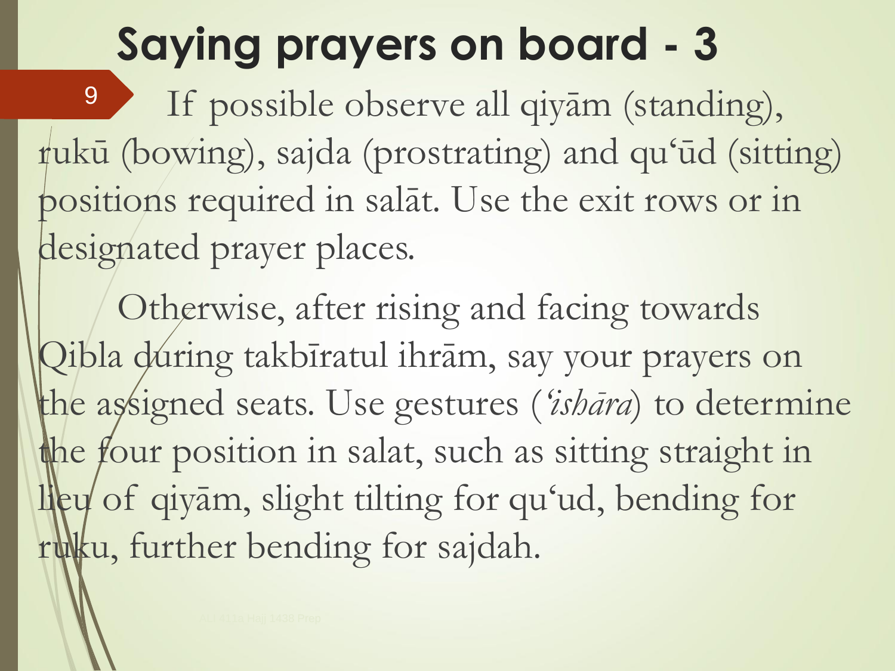# Saying prayers on board - 3

If possible observe all qiyām (standing), rukū (bowing), sajda (prostrating) and qu'ūd (sitting) positions required in salāt. Use the exit rows or in designated prayer places.

Otherwise, after rising and facing towards Qibla during takbīratul ihrām, say your prayers on the assigned seats. Use gestures (*'ishāra*) to determine the four position in salat, such as sitting straight in lieu of qiyām, slight tilting for qu'ud, bending for ruku, further bending for sajdah.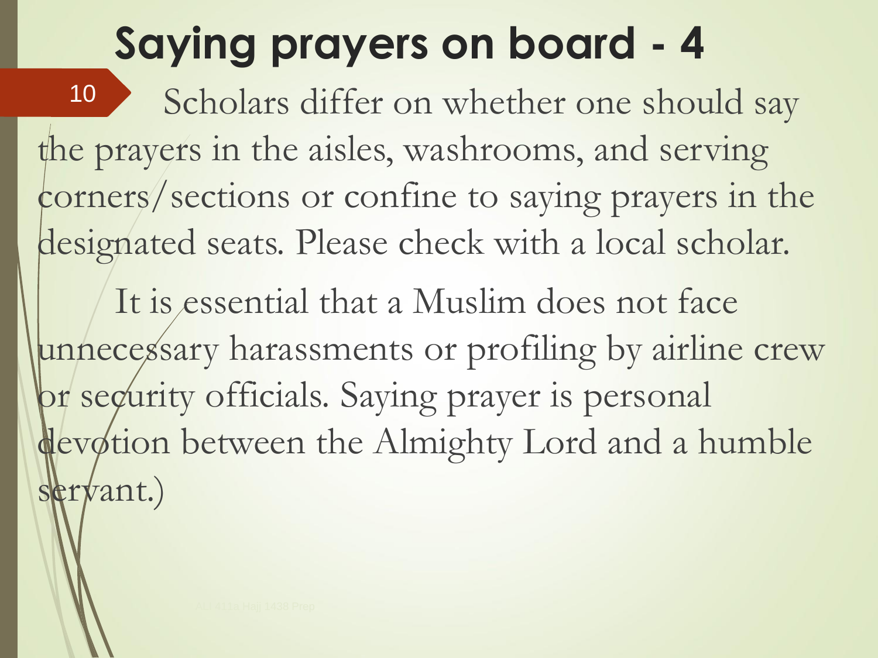# Saying prayers on board - 4

Scholars differ on whether one should say the prayers in the aisles, washrooms, and serving corners/sections or confine to saying prayers in the designated seats. Please check with a local scholar.

It is essential that a Muslim does not face unnecessary harassments or profiling by airline crew or security officials. Saying prayer is personal devotion between the Almighty Lord and a humble servant.)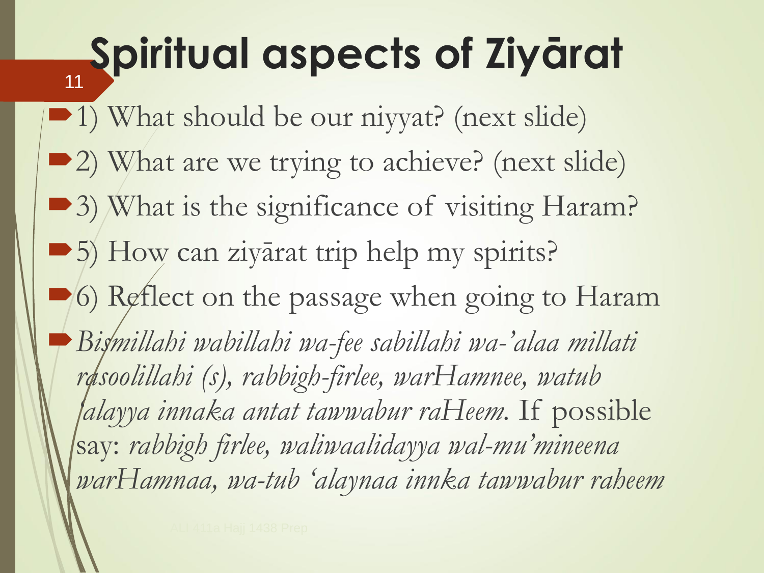# Spiritual aspects of Ziyārat

- 1) What should be our niyyat? (next slide)
- 2) What are we trying to achieve? (next slide)
- 3) What is the significance of visiting Haram?
- 5) How can ziyārat trip help my spirits?
- 6) Reflect on the passage when going to Haram
- *Bismillahi wabillahi wa-fee sabillahi wa-'alaa millati rasoolillahi (s), rabbigh-firlee, warHamnee, watub 'alayya innaka antat tawwabur raHeem.* If possible say: *rabbigh firlee, waliwaalidayya wal-mu'mineena warHamnaa, wa-tub 'alaynaa innka tawwabur raheem*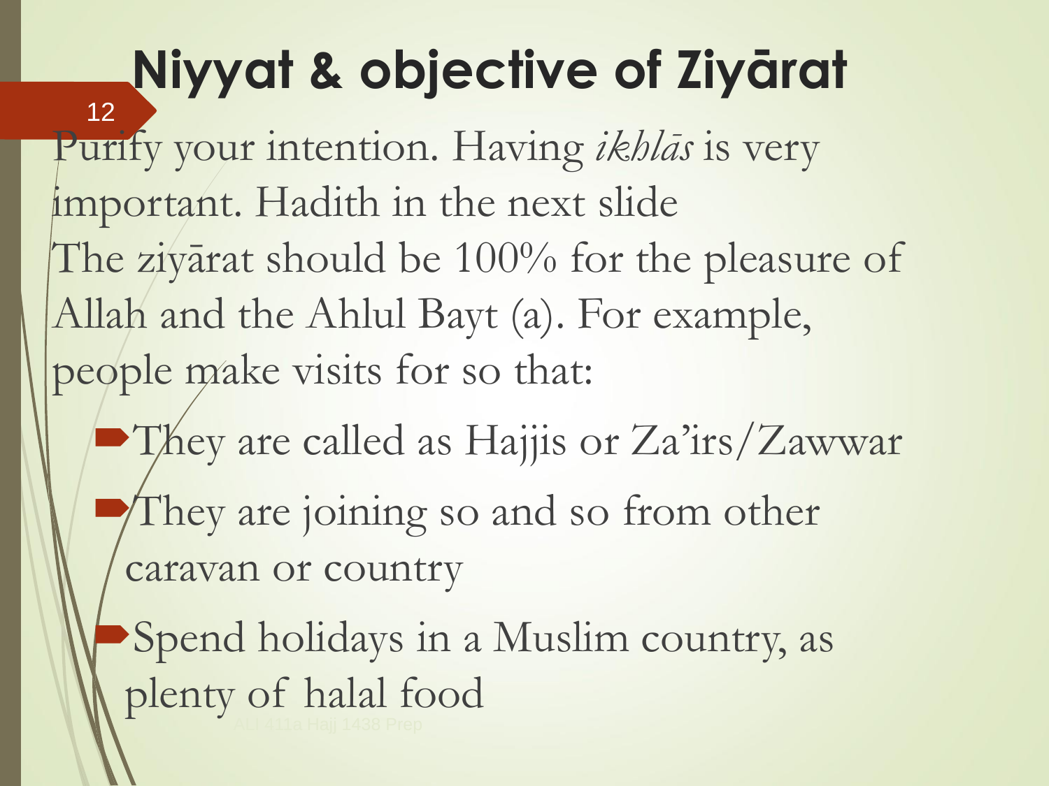# Niyyat & objective of Ziyārat

Purify your intention. Having *ikhlās* is very important. Hadith in the next slide

The ziyārat should be 100% for the pleasure of Allah and the Ahlul Bayt (a). For example, people make visits for so that:

- They are called as Hajjis or Za'irs/Zawwar
- They are joining so and so from other caravan or country
- Spend holidays in a Muslim country, as plenty of halal food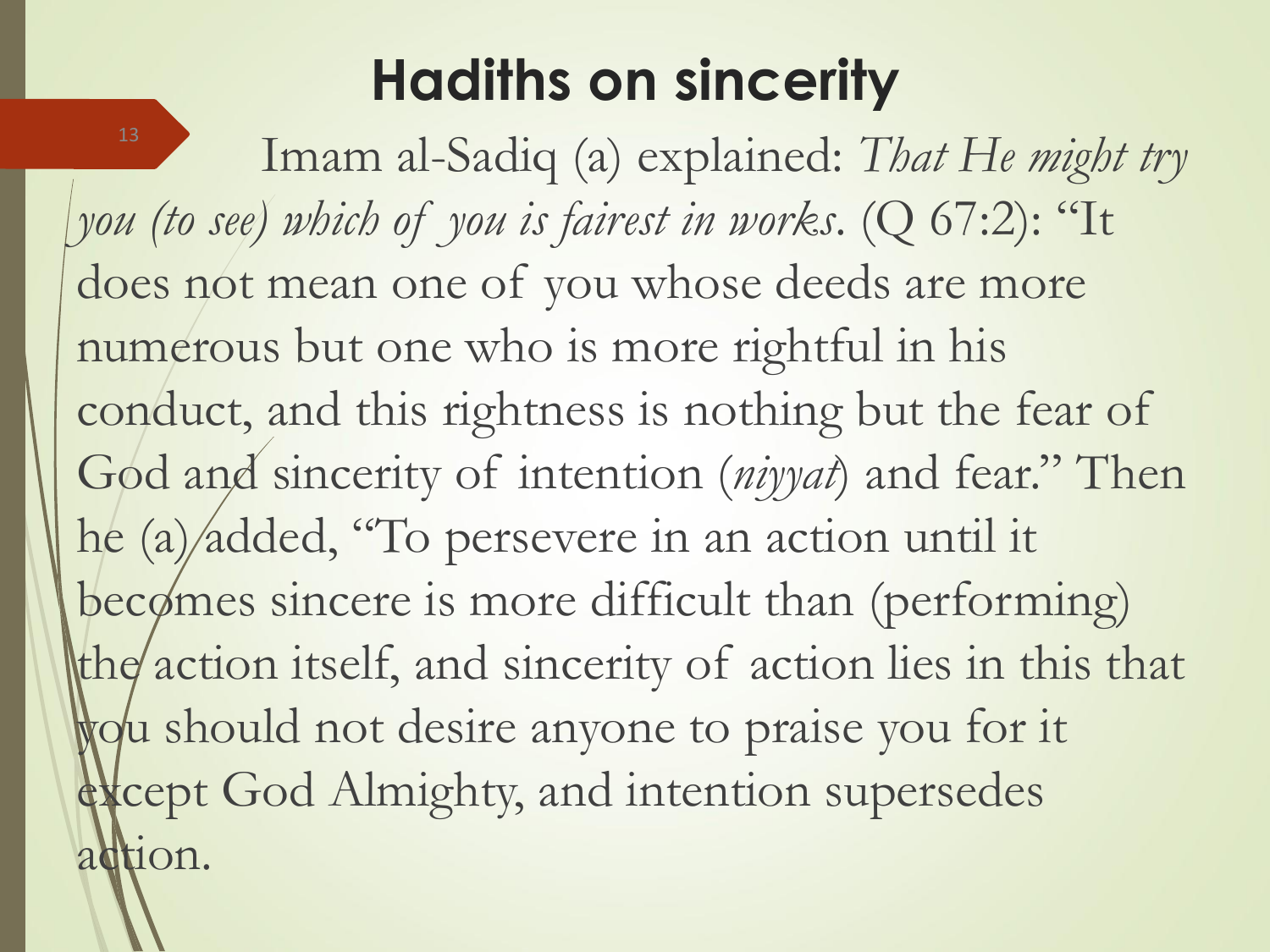# Hadiths on sincerity

Imam al-Sadiq (a) explained: *That He might try you (to see) which of you is fairest in works*. (Q 67:2): "It does not mean one of you whose deeds are more numerous but one who is more rightful in his conduct, and this rightness is nothing but the fear of God and sincerity of intention (*niyyat*) and fear." Then he (a) added, "To persevere in an action until it becomes sincere is more difficult than (performing) the action itself, and sincerity of action lies in this that you should not desire anyone to praise you for it except God Almighty, and intention supersedes action.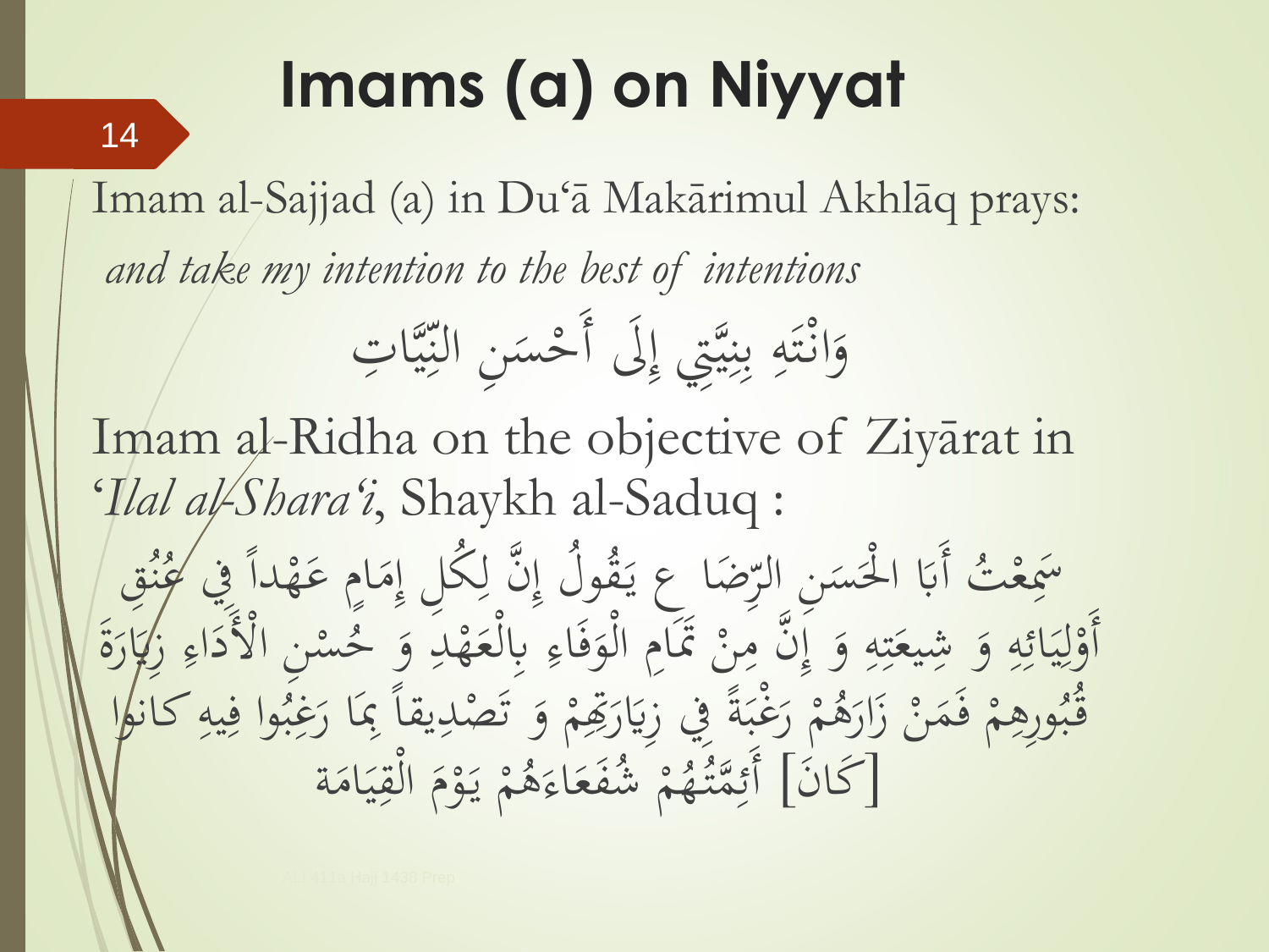# Imams (a) on Niyyat

Imam al-Sajjad (a) in Du'ā Makārimul Akhlāq prays:

*and take my intention to the best of intentions*

وَانْتَهِ بِنِيَّتِي إِلَى أَحْسَنِ النِّيَّاتِ

Imam al-Ridha on the objective of Ziyārat in *'Ilal al-Shara'i*, Shaykh al-Saduq :

سَمِعْتُ أَبَا الْحَسَنِ الرِّضَا ع يَقُولُ إِنَّ لِكُلِ إِمَامٍ عَهْداً فِي عُنُقِ أَوْلِيَائِهِ وَ شِيعَتِهِ وَ إِنَّ مِنْ تَمَامِ الْوَفَاءِ بِالْعَهْدِ وَ حُسْنِ الْأَدَاءِ زِيَارَةَ قُبُورِهِمْ فَمَنْ زَارَهُمْ رَغْبَةً فِي زِيَارَتِهِمْ وَ تَصْدِيقاً بِمَا رَغِبُوا فِيهِ كانوا [كَانَ] أَئِمَّتُهُمْ شُفَعَاءَهُمْ يَوْمَ الْقِيَامَة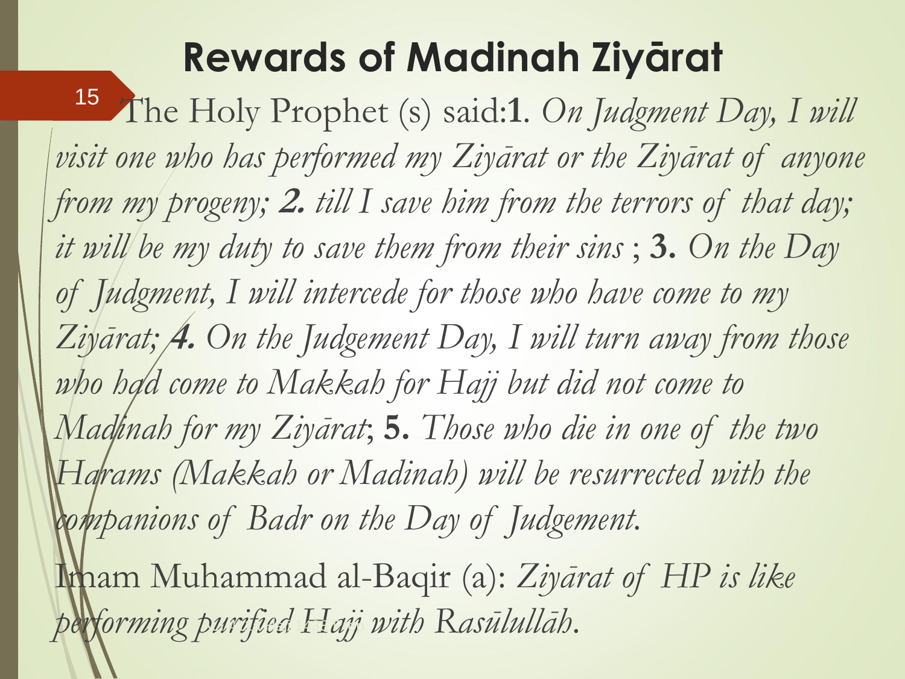# Rewards of Madinah Ziyārat

The Holy Prophet (s) said:**1**. *On Judgment Day, I will visit one who has performed my Ziyārat or the Ziyārat of anyone from my progeny;* ***2.*** *till I save him from the terrors of that day; it will be my duty to save them from their sins* ; **3.** *On the Day of Judgment, I will intercede for those who have come to my Ziyārat;* ***4.*** *On the Judgement Day, I will turn away from those who had come to Makkah for Hajj but did not come to Madinah for my Ziyārat*; **5.** *Those who die in one of the two Harams (Makkah or Madinah) will be resurrected with the companions of Badr on the Day of Judgement.*

Imam Muhammad al-Baqir (a): *Ziyārat of HP is like performing purified Hajj with Rasūlullāh.*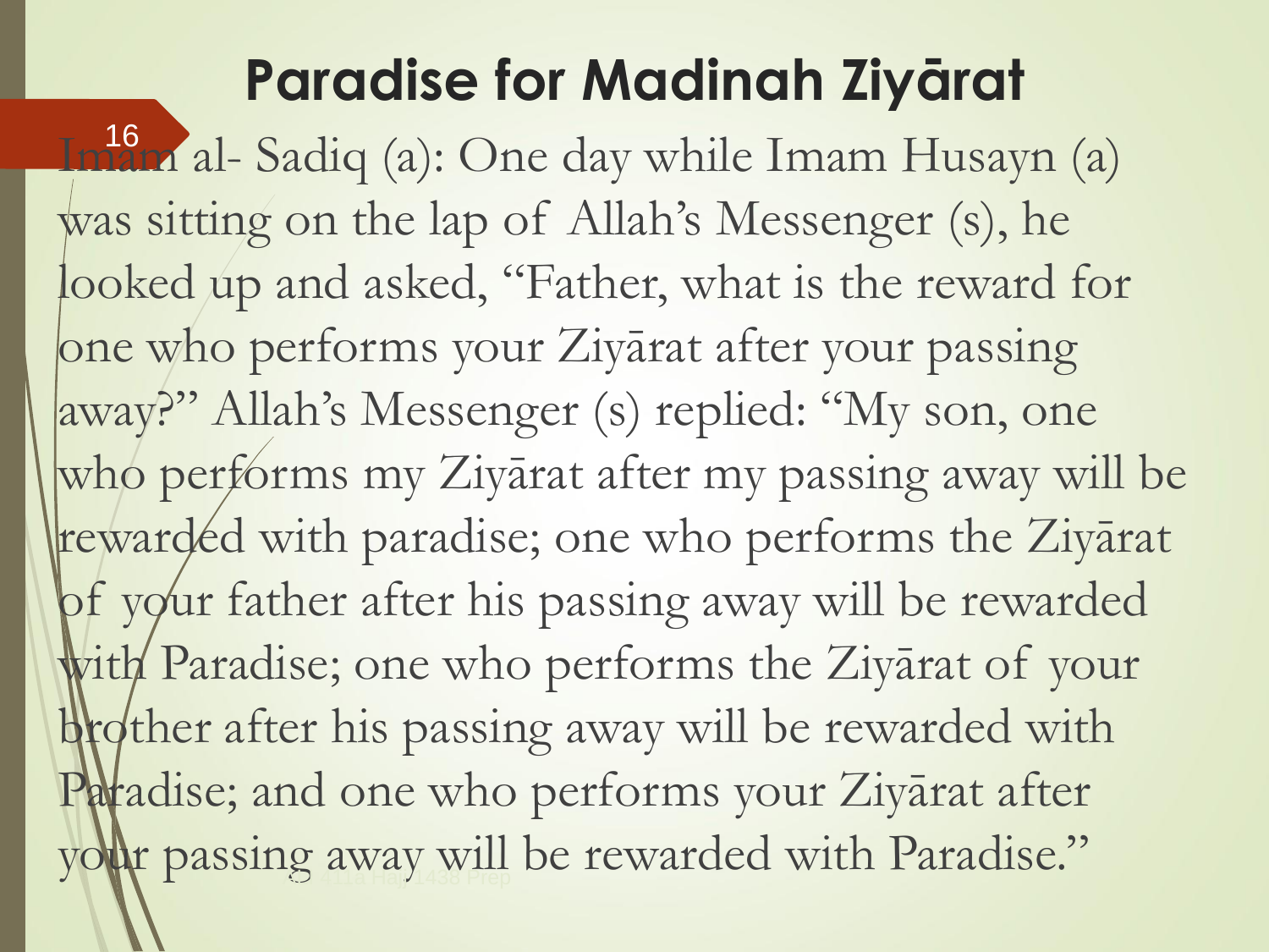# Paradise for Madinah Ziyārat

Imam al- Sadiq (a): One day while Imam Husayn (a) was sitting on the lap of Allah's Messenger (s), he looked up and asked, "Father, what is the reward for one who performs your Ziyārat after your passing away?" Allah's Messenger (s) replied: "My son, one who performs my Ziyārat after my passing away will be rewarded with paradise; one who performs the Ziyārat of your father after his passing away will be rewarded with Paradise; one who performs the Ziyārat of your brother after his passing away will be rewarded with Paradise; and one who performs your Ziyārat after your passing away will be rewarded with Paradise."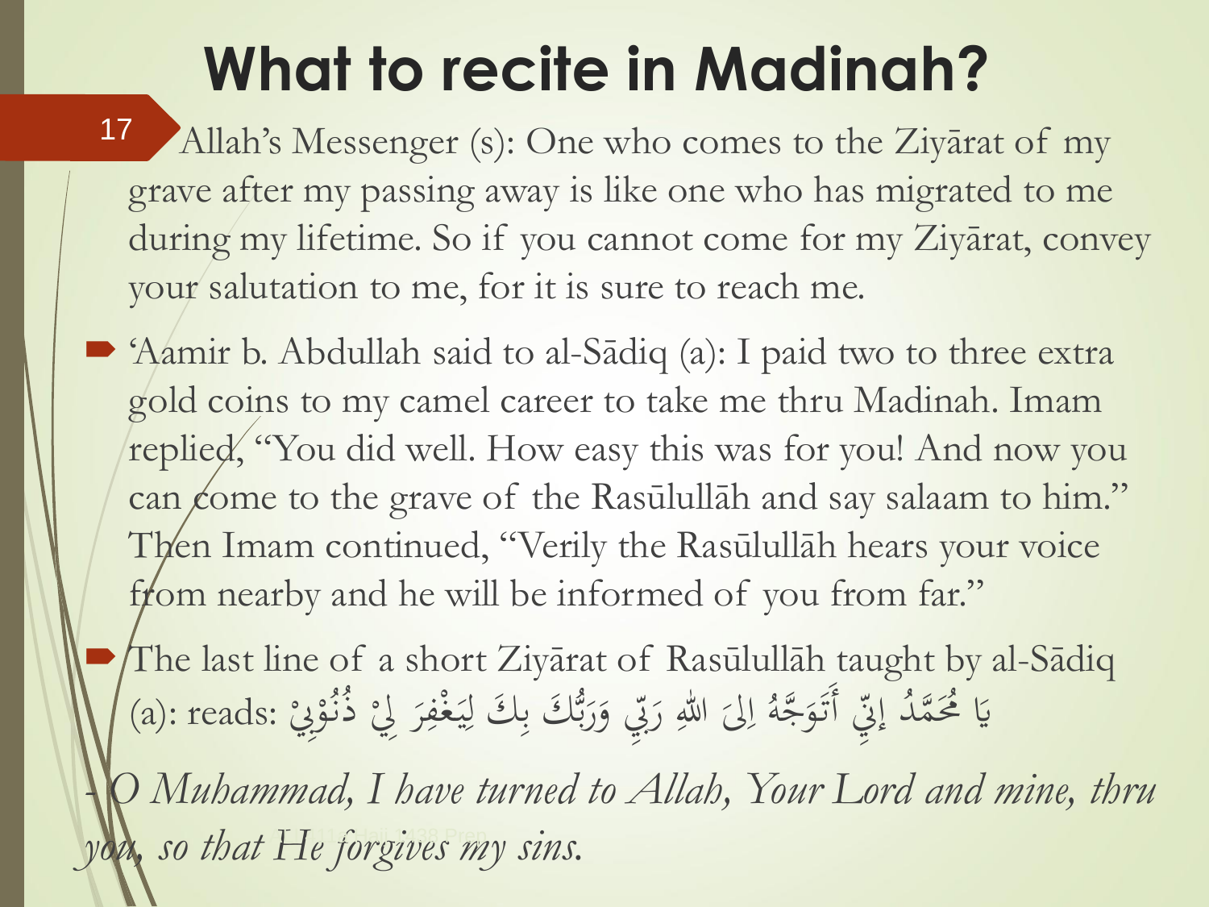# What to recite in Madinah?

- Allah's Messenger (s): One who comes to the Ziyārat of my grave after my passing away is like one who has migrated to me during my lifetime. So if you cannot come for my Ziyārat, convey your salutation to me, for it is sure to reach me.
- 'Aamir b. Abdullah said to al-Sādiq (a): I paid two to three extra gold coins to my camel career to take me thru Madinah. Imam replied, "You did well. How easy this was for you! And now you can come to the grave of the Rasūlullāh and say salaam to him." Then Imam continued, "Verily the Rasūlullāh hears your voice from nearby and he will be informed of you from far."
- The last line of a short Ziyārat of Rasūlullāh taught by al-Sādiq (a): reads: يَا مُحَمَّدُ إِنِّي أَتَوَجَّهُ اِلَىَ اللهِ رَبِّي وَرَبُّكَ بِكَ لِيَغْفِرَ لِيْ ذُنُوْبِيْ

- *O Muhammad, I have turned to Allah, Your Lord and mine, thru you, so that He forgives my sins.*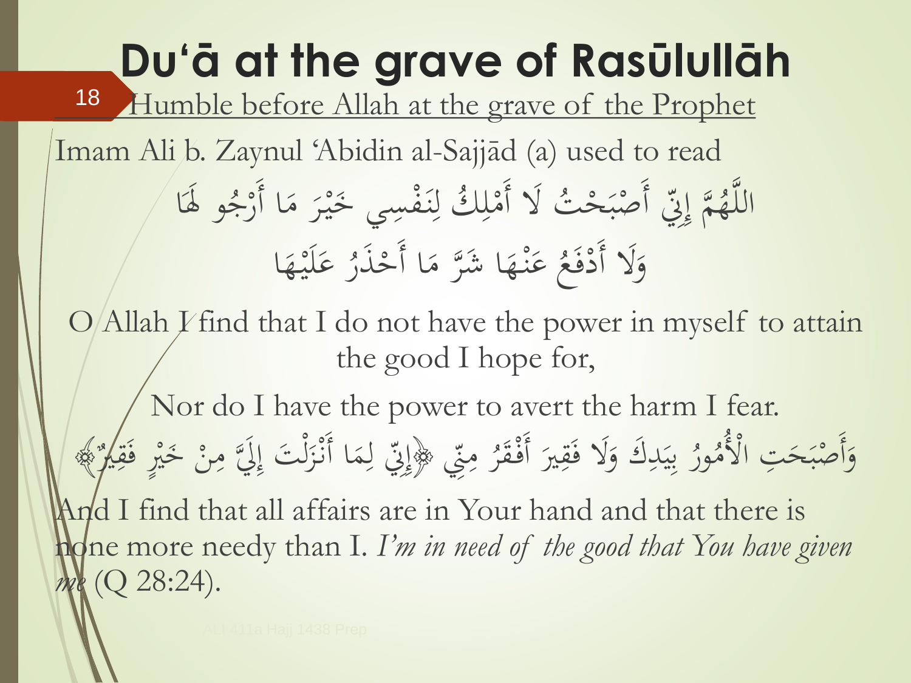# Du'ā at the grave of Rasūlullāh

## Humble before Allah at the grave of the Prophet

Imam Ali b. Zaynul 'Abidin al-Sajjād (a) used to read

اللَّهُمَّ إِنِّي أَصْبَحْتُ لَا أَمْلِكُ لِنَفْسِي خَيْرَ مَا أَرْجُو لَهَا

وَلَا أَدْفَعُ عَنْهَا شَرَّ مَا أَحْذَرُ عَلَيْهَا

O Allah I find that I do not have the power in myself to attain the good I hope for,

Nor do I have the power to avert the harm I fear.

وَأَصْبَحَتِ الْأُمُورُ بِيَدِكَ وَلَا فَقِيرَ أَفْقَرُ مِنِّي ﴿إِنِّي لِمَا أَنْزَلْتَ إِلَيَّ مِنْ خَيْرٍ فَقِيرٌ﴾

And I find that all affairs are in Your hand and that there is none more needy than I. *I'm in need of the good that You have given me* (Q 28:24).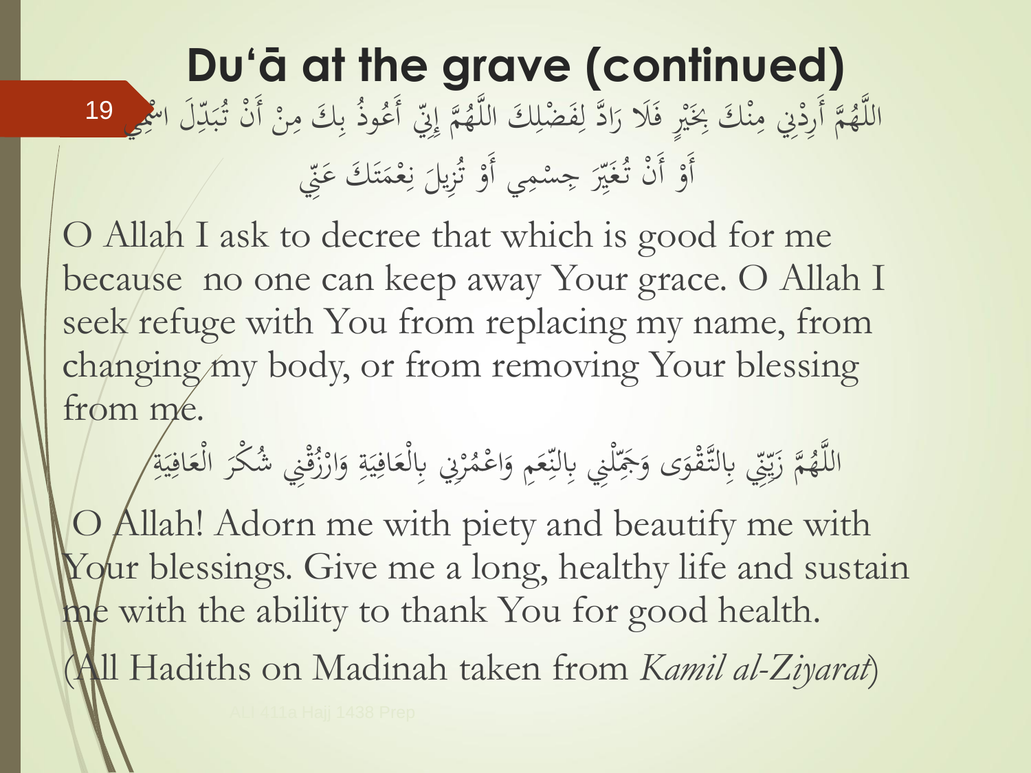# Du'ā at the grave (continued)

اللَّهُمَّ أَرِدْنِي مِنْكَ بِخَيْرٍ فَلَا رَادَّ لِفَضْلِكَ اللَّهُمَّ إِنِّي أَعُوذُ بِكَ مِنْ أَنْ تُبَدِّلَ اسْمِي أَوْ أَنْ تُغَيِّرَ جِسْمِي أَوْ تُزِيلَ نِعْمَتَكَ عَنِّي

O Allah I ask to decree that which is good for me because no one can keep away Your grace. O Allah I seek refuge with You from replacing my name, from changing my body, or from removing Your blessing from me.

اللَّهُمَّ زَيِّنِّي بِالتَّقْوَى وَجَمِّلْنِي بِالنِّعَمِ وَاعْمُرْنِي بِالْعَافِيَةِ وَارْزُقْنِي شُكْرَ الْعَافِيَةِ

O Allah! Adorn me with piety and beautify me with Your blessings. Give me a long, healthy life and sustain me with the ability to thank You for good health.

(All Hadiths on Madinah taken from *Kamil al-Ziyarat*)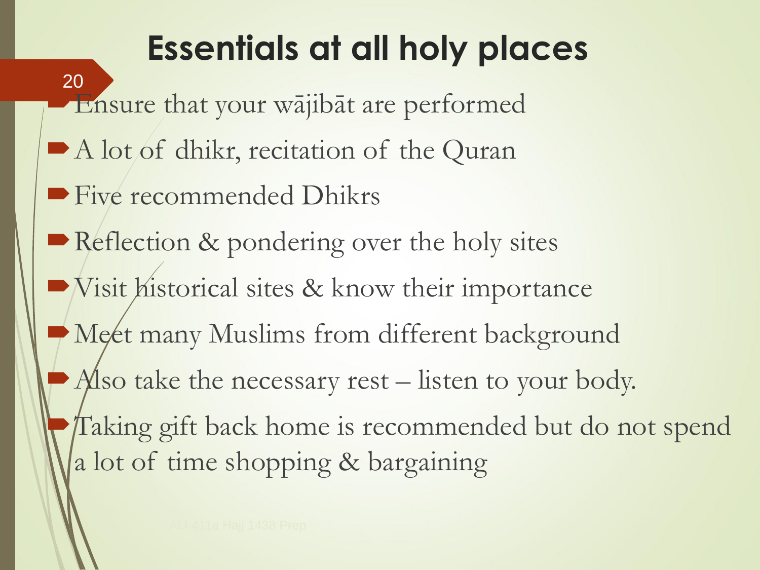# Essentials at all holy places

- Ensure that your wājibāt are performed
- A lot of dhikr, recitation of the Quran
- Five recommended Dhikrs
- Reflection & pondering over the holy sites
- Visit historical sites & know their importance
- Meet many Muslims from different background
- Also take the necessary rest – listen to your body.
- Taking gift back home is recommended but do not spend a lot of time shopping & bargaining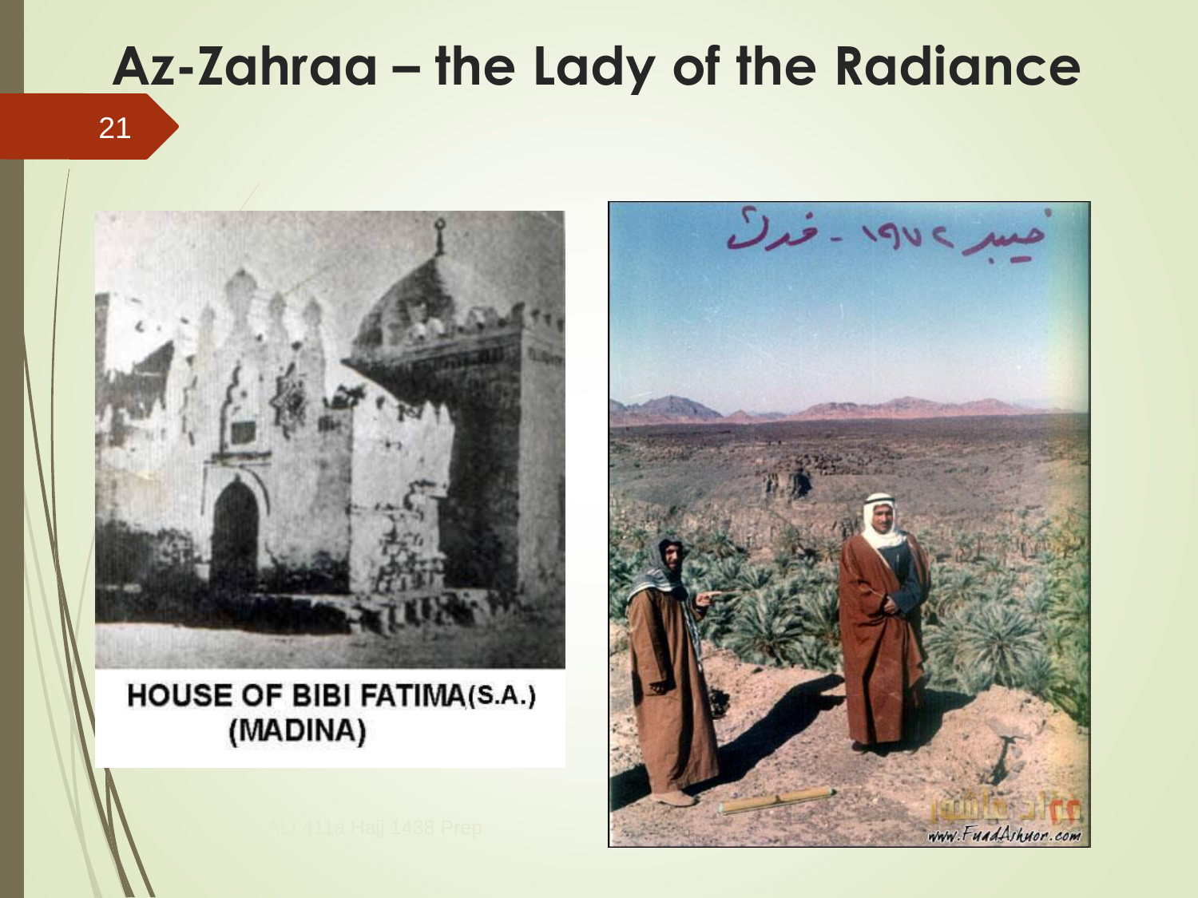# Az-Zahraa – the Lady of the Radiance

HOUSE OF BIBI FATIMA(S.A.) (MADINA)

خيبر ١٩٧٤ - فدك

www.FuadAshuor.com

ALI 411a Hajj 1438 Prep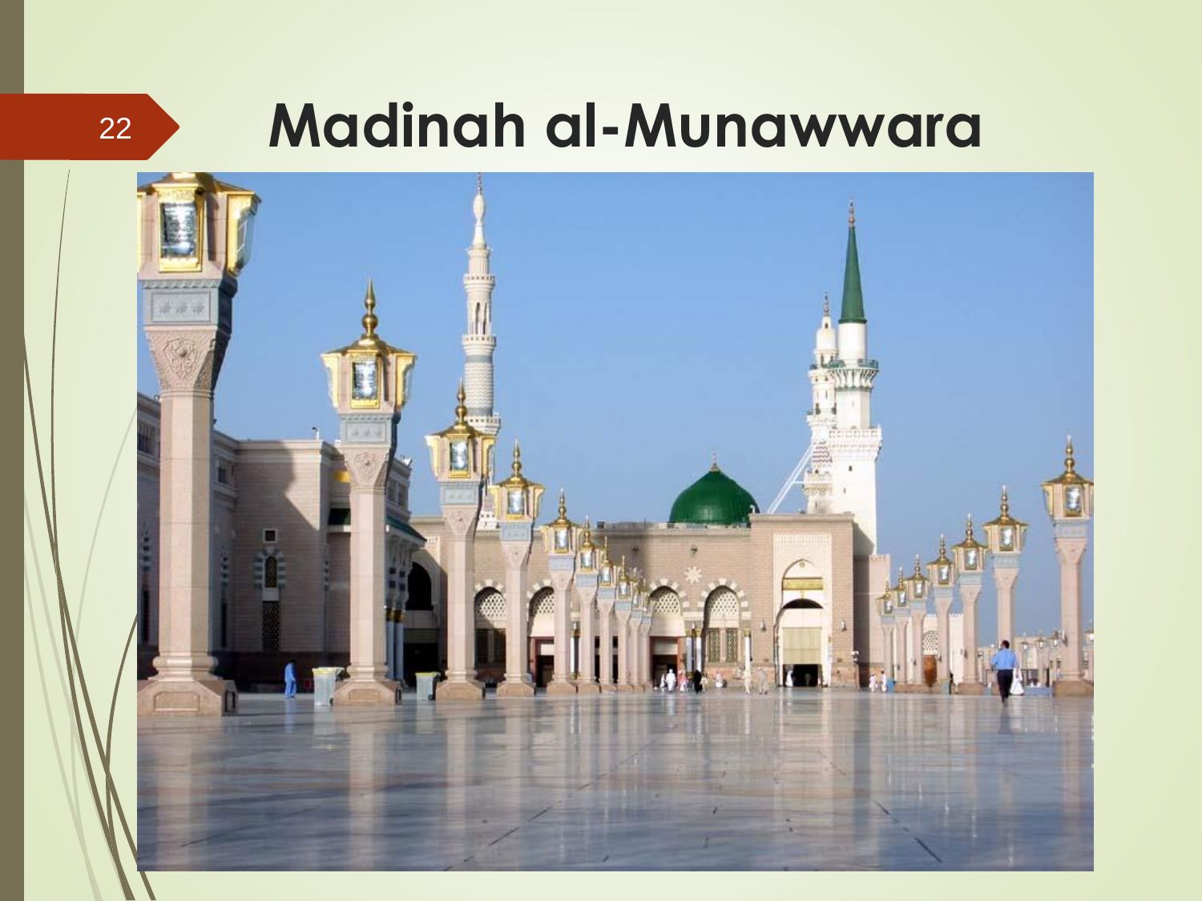# Madinah al-Munawwara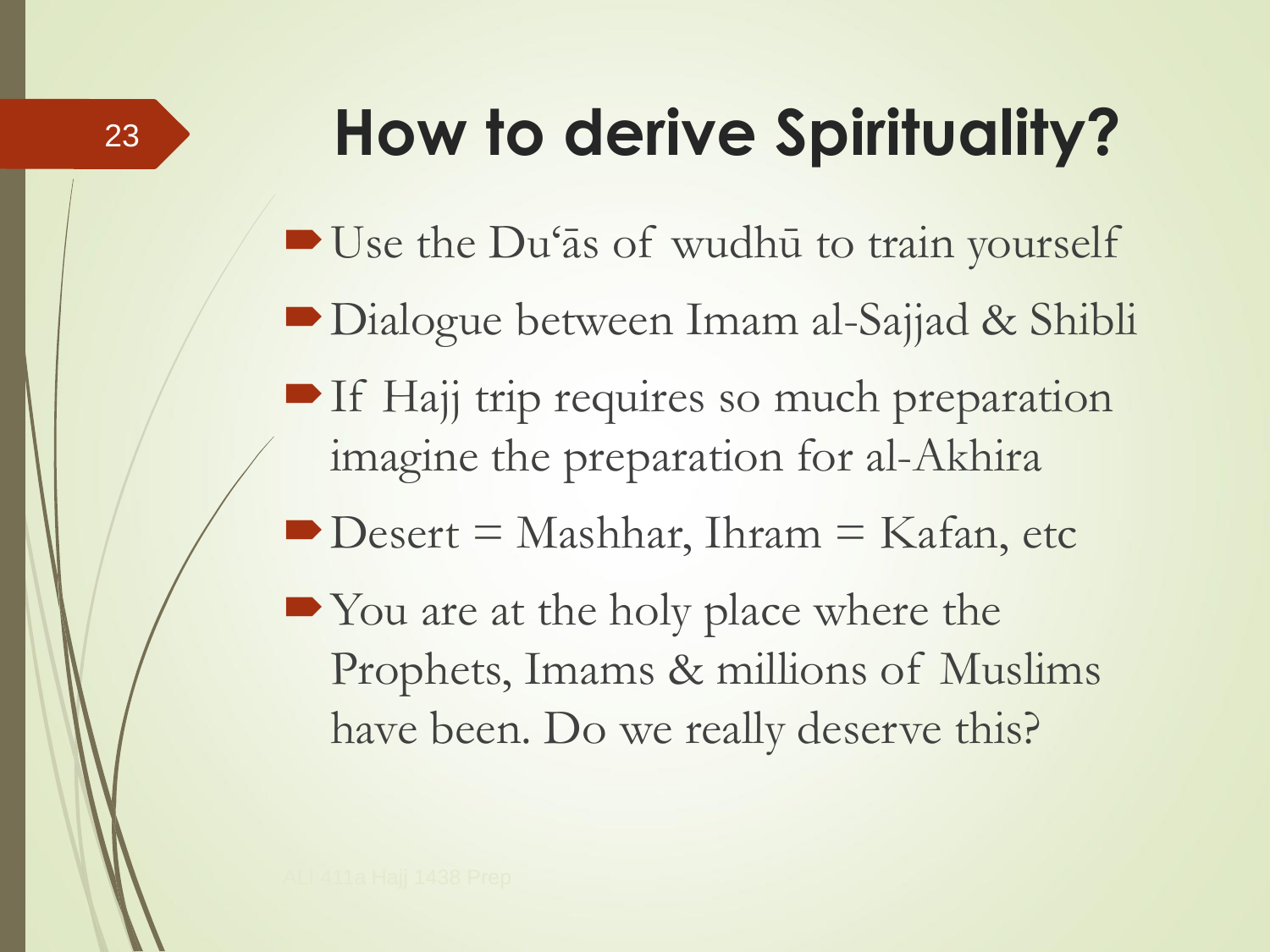# How to derive Spirituality?

- Use the Du'ās of wudhū to train yourself
- Dialogue between Imam al-Sajjad & Shibli
- If Hajj trip requires so much preparation imagine the preparation for al-Akhira
- Desert = Mashhar, Ihram = Kafan, etc
- You are at the holy place where the Prophets, Imams & millions of Muslims have been. Do we really deserve this?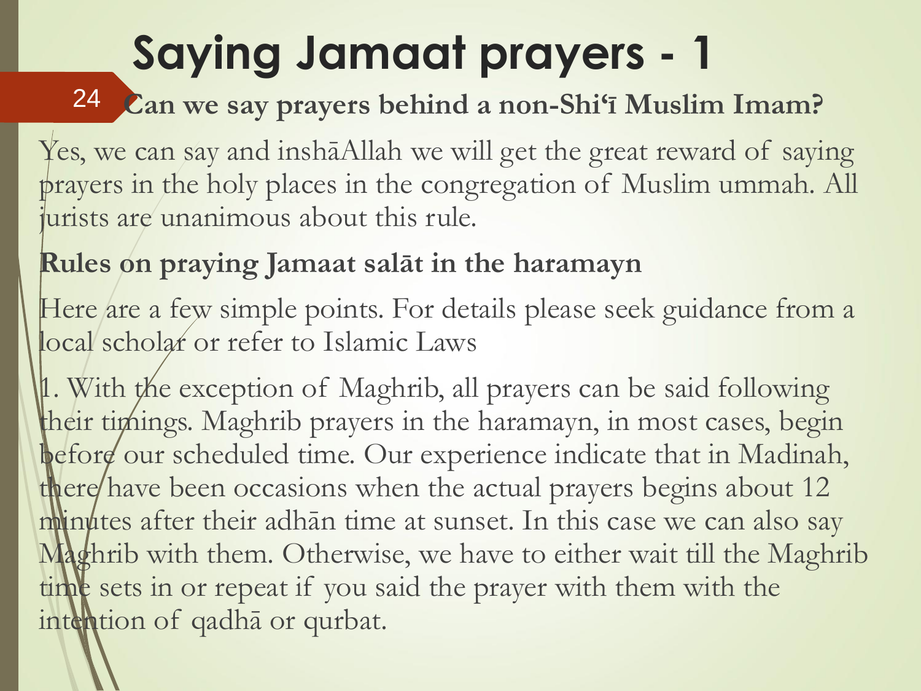# Saying Jamaat prayers - 1

**Can we say prayers behind a non-Shi'ī Muslim Imam?**

Yes, we can say and inshāAllah we will get the great reward of saying prayers in the holy places in the congregation of Muslim ummah. All jurists are unanimous about this rule.

**Rules on praying Jamaat salāt in the haramayn**

Here are a few simple points. For details please seek guidance from a local scholar or refer to Islamic Laws

1. With the exception of Maghrib, all prayers can be said following their timings. Maghrib prayers in the haramayn, in most cases, begin before our scheduled time. Our experience indicate that in Madinah, there have been occasions when the actual prayers begins about 12 minutes after their adhān time at sunset. In this case we can also say Maghrib with them. Otherwise, we have to either wait till the Maghrib time sets in or repeat if you said the prayer with them with the intention of qadhā or qurbat.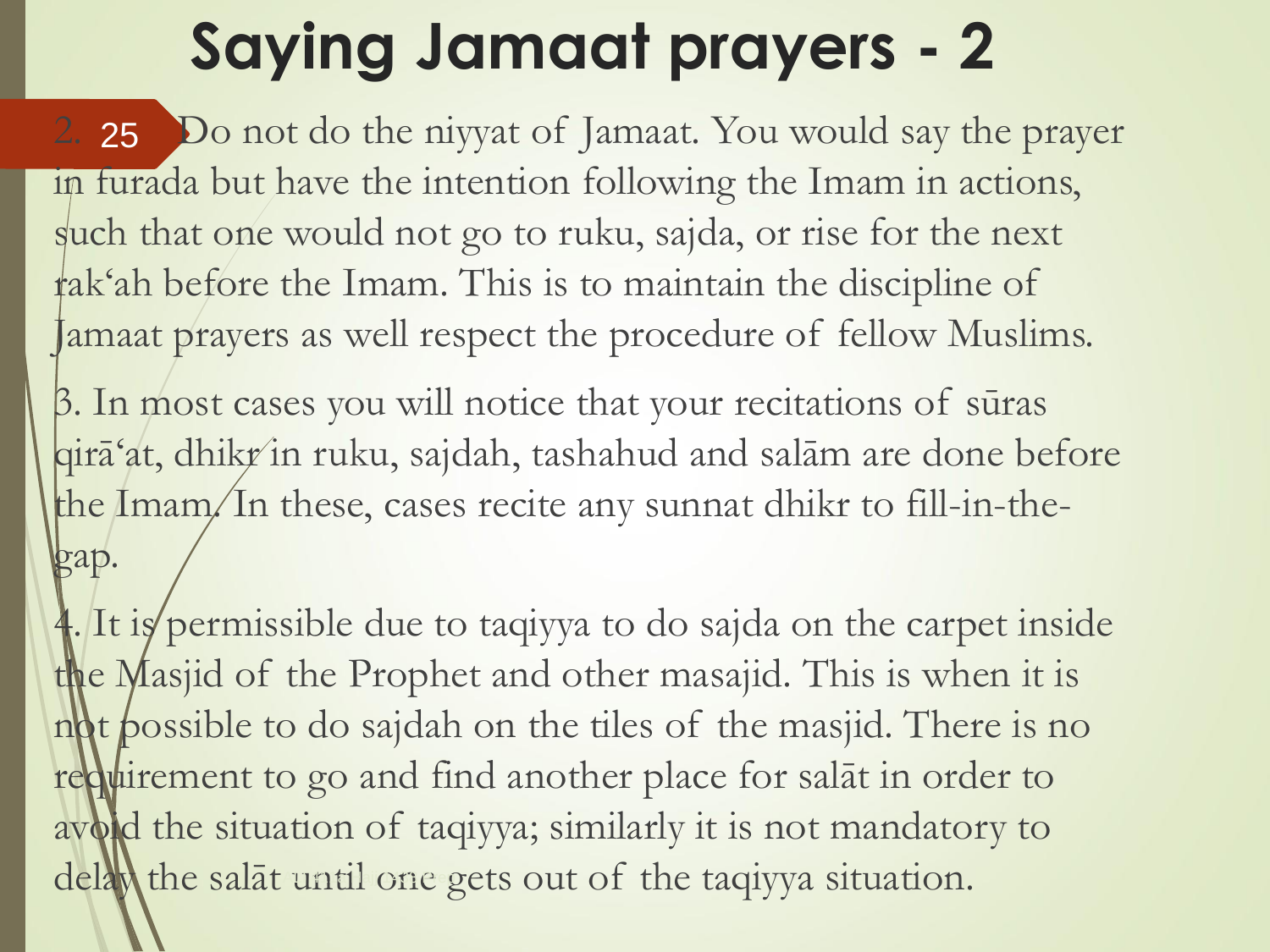# Saying Jamaat prayers - 2

2. Do not do the niyyat of Jamaat. You would say the prayer in furada but have the intention following the Imam in actions, such that one would not go to ruku, sajda, or rise for the next rak'ah before the Imam. This is to maintain the discipline of Jamaat prayers as well respect the procedure of fellow Muslims.

3. In most cases you will notice that your recitations of sūras qirā'at, dhikr in ruku, sajdah, tashahud and salām are done before the Imam. In these, cases recite any sunnat dhikr to fill-in-the-gap.

4. It is permissible due to taqiyya to do sajda on the carpet inside the Masjid of the Prophet and other masajid. This is when it is not possible to do sajdah on the tiles of the masjid. There is no requirement to go and find another place for salāt in order to avoid the situation of taqiyya; similarly it is not mandatory to delay the salāt until one gets out of the taqiyya situation.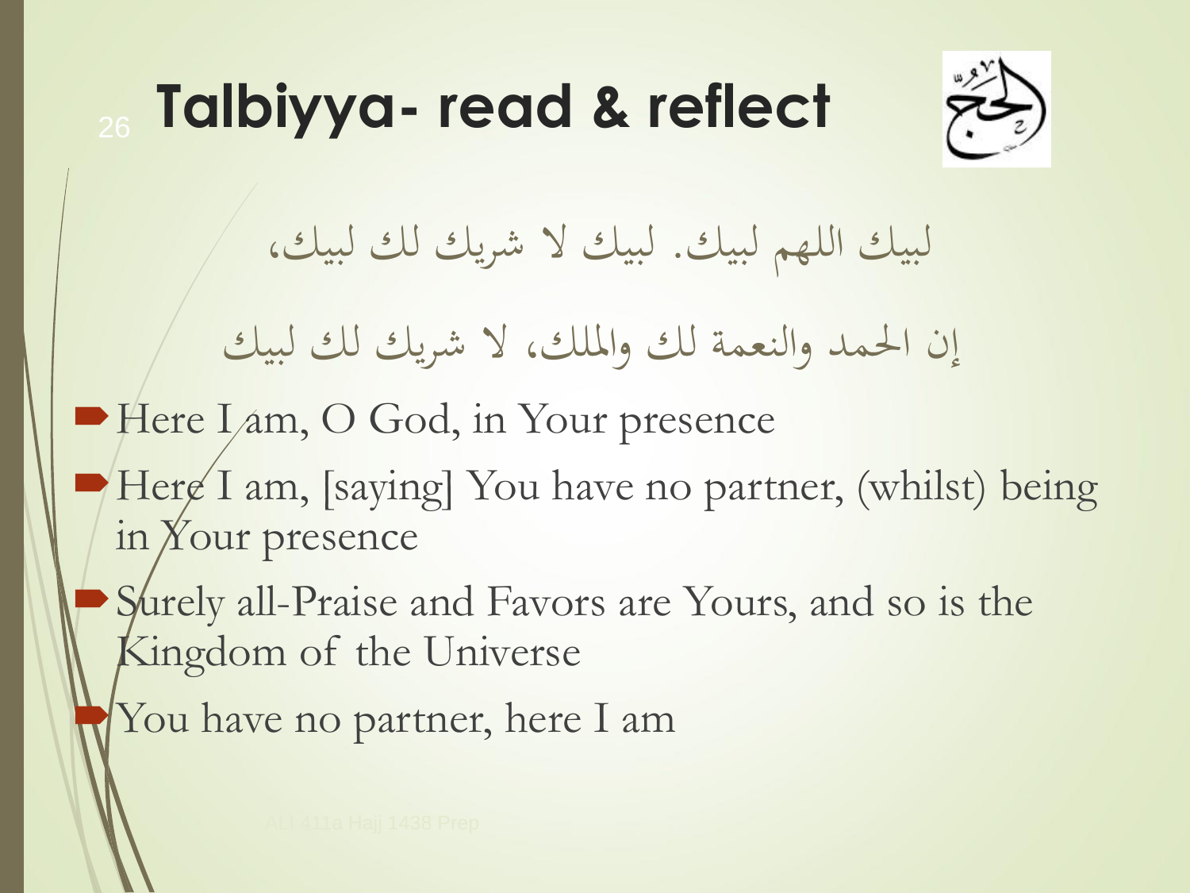# Talbiyya- read & reflect

لبيك اللهم لبيك. لبيك لا شريك لك لبيك،

إن الحمد والنعمة لك والملك، لا شريك لك لبيك

- Here I am, O God, in Your presence
- Here I am, [saying] You have no partner, (whilst) being in Your presence
- Surely all-Praise and Favors are Yours, and so is the Kingdom of the Universe
- You have no partner, here I am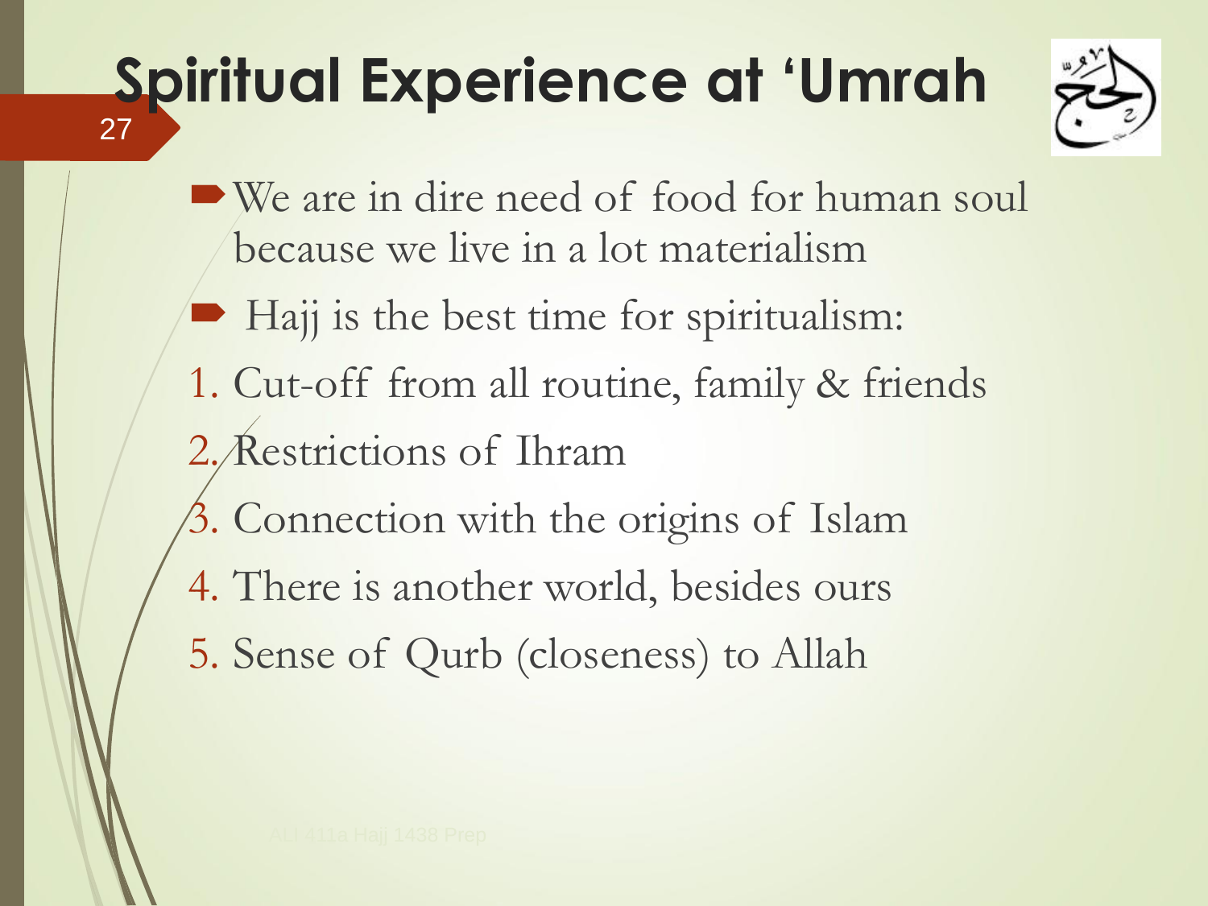# Spiritual Experience at 'Umrah

- We are in dire need of food for human soul because we live in a lot materialism
- Hajj is the best time for spiritualism:

1. Cut-off from all routine, family & friends
2. Restrictions of Ihram
3. Connection with the origins of Islam
4. There is another world, besides ours
5. Sense of Qurb (closeness) to Allah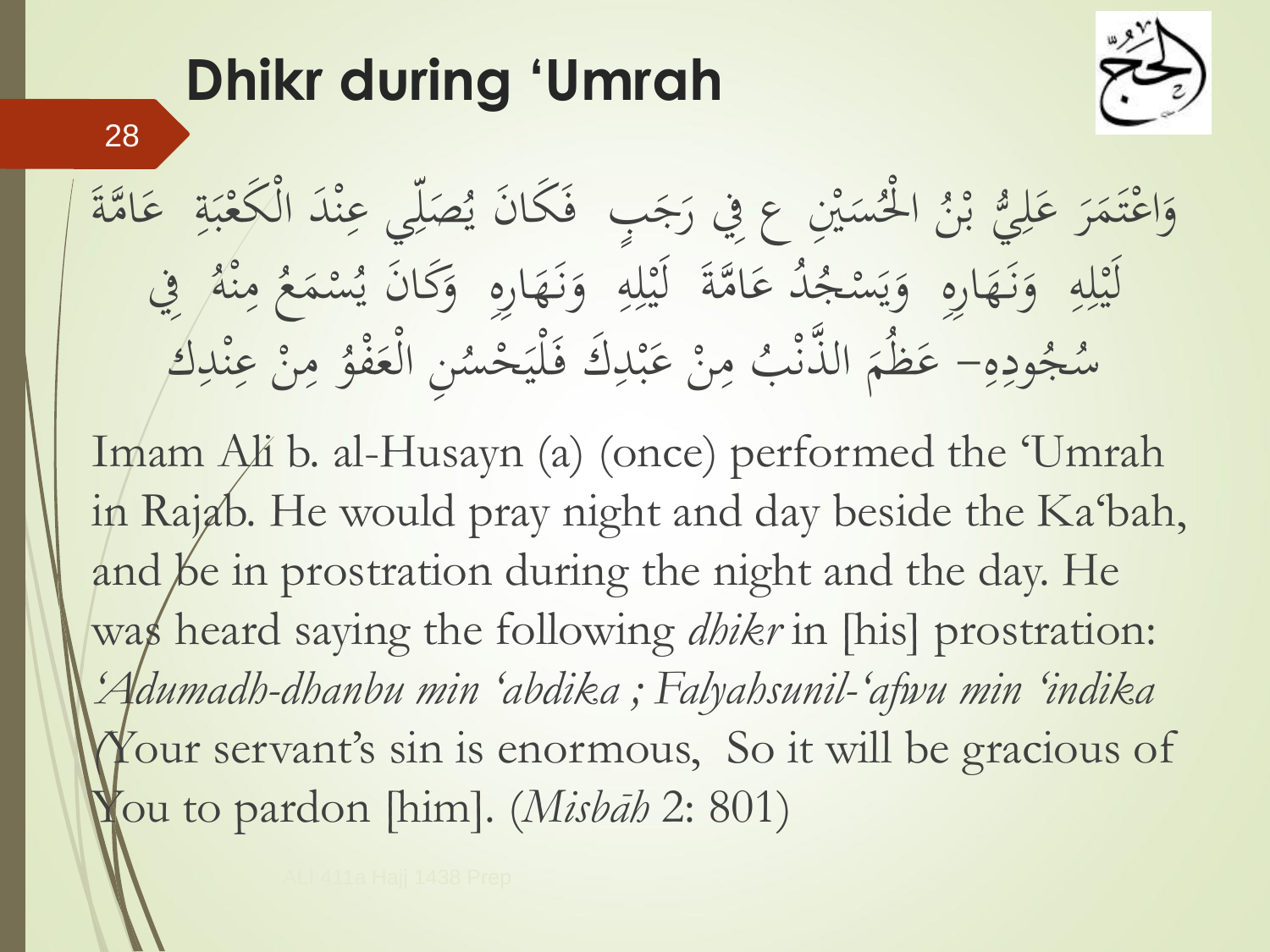# Dhikr during ‘Umrah

وَاعْتَمَرَ عَلِيُّ بْنُ الْحُسَيْنِ ع فِي رَجَبٍ فَكَانَ يُصَلِّي عِنْدَ الْكَعْبَةِ عَامَّةَ لَيْلِهِ وَنَهَارِهِ وَيَسْجُدُ عَامَّةَ لَيْلِهِ وَنَهَارِهِ وَكَانَ يُسْمَعُ مِنْهُ فِي سُجُودِهِ- عَظُمَ الذَّنْبُ مِنْ عَبْدِكَ فَلْيَحْسُنِ الْعَفْوُ مِنْ عِنْدِك

Imam Ali b. al-Husayn (a) (once) performed the ‘Umrah in Rajab. He would pray night and day beside the Ka‘bah, and be in prostration during the night and the day. He was heard saying the following *dhikr* in [his] prostration: *‘Adumadh-dhanbu min ‘abdika ; Falyahsunil-‘afwu min ‘indika* (Your servant’s sin is enormous, So it will be gracious of You to pardon [him]. (*Misbāh* 2: 801)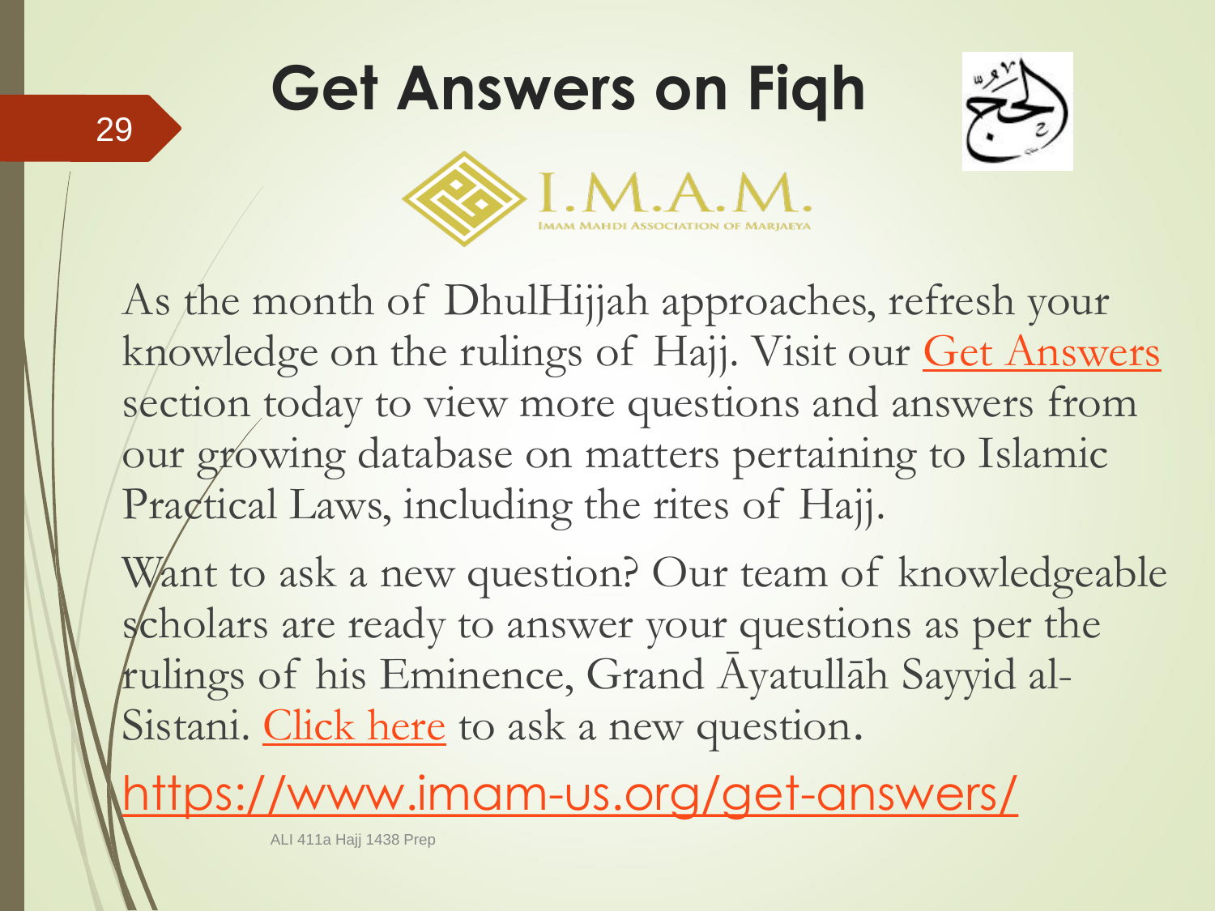# Get Answers on Fiqh

I.M.A.M.

IMAM MAHDI ASSOCIATION OF MARJAEYA

As the month of DhulHijjah approaches, refresh your knowledge on the rulings of Hajj. Visit our Get Answers section today to view more questions and answers from our growing database on matters pertaining to Islamic Practical Laws, including the rites of Hajj.

Want to ask a new question? Our team of knowledgeable scholars are ready to answer your questions as per the rulings of his Eminence, Grand Āyatullāh Sayyid al-Sistani. Click here to ask a new question.

https://www.imam-us.org/get-answers/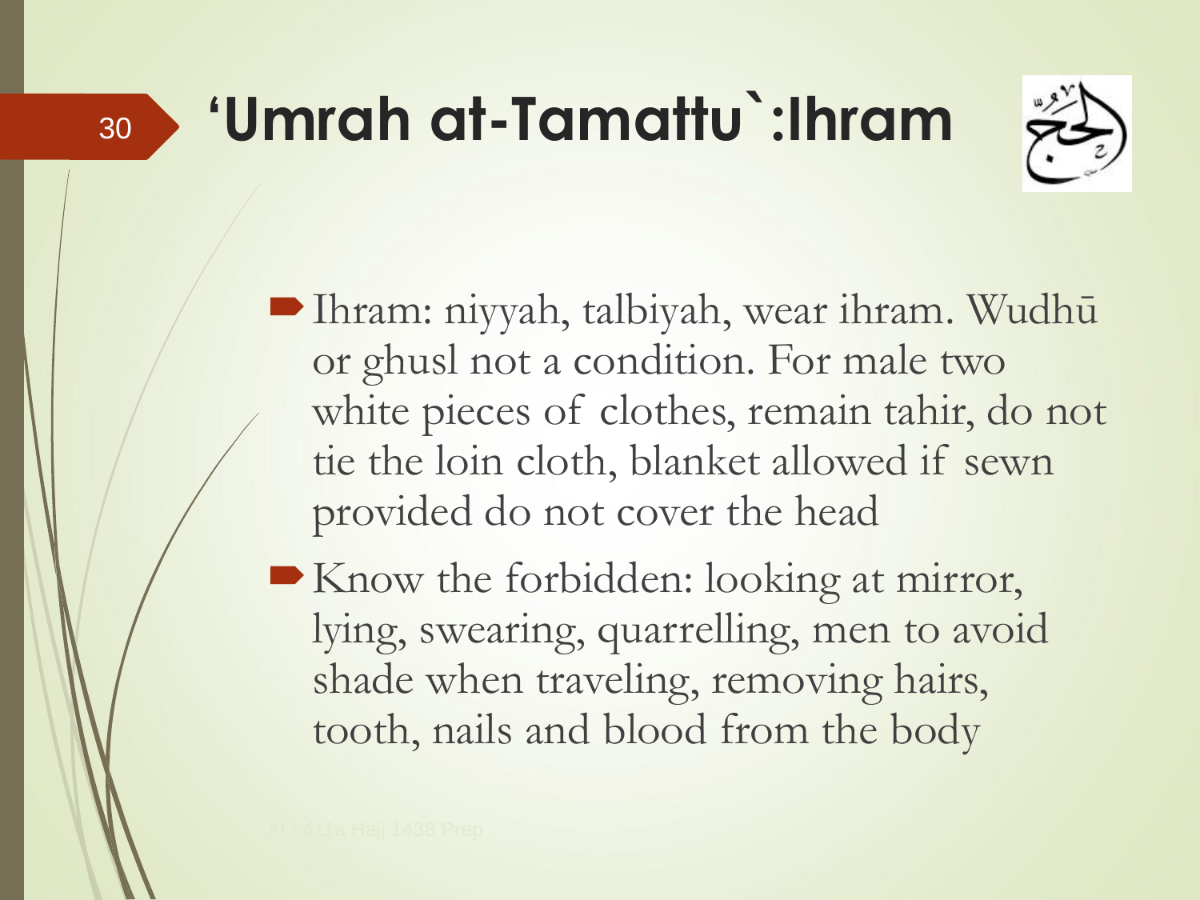# ‘Umrah at-Tamattu`:Ihram

- Ihram: niyyah, talbiyah, wear ihram. Wudhū or ghusl not a condition. For male two white pieces of clothes, remain tahir, do not tie the loin cloth, blanket allowed if sewn provided do not cover the head
- Know the forbidden: looking at mirror, lying, swearing, quarrelling, men to avoid shade when traveling, removing hairs, tooth, nails and blood from the body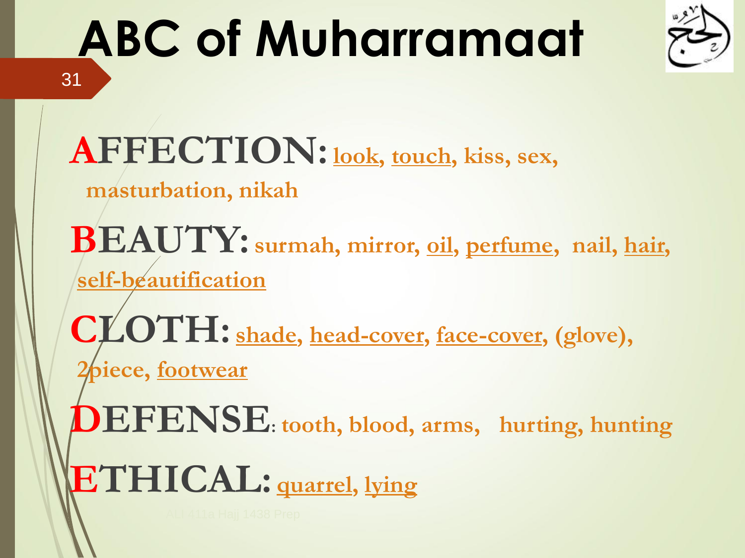# ABC of Muharramaat

**AFFECTION:** look, touch, kiss, sex, masturbation, nikah

**BEAUTY:** surmah, mirror, oil, perfume, nail, hair, self-beautification

**CLOTH:** shade, head-cover, face-cover, (glove), 2piece, footwear

**DEFENSE:** tooth, blood, arms, hurting, hunting

**ETHICAL:** quarrel, lying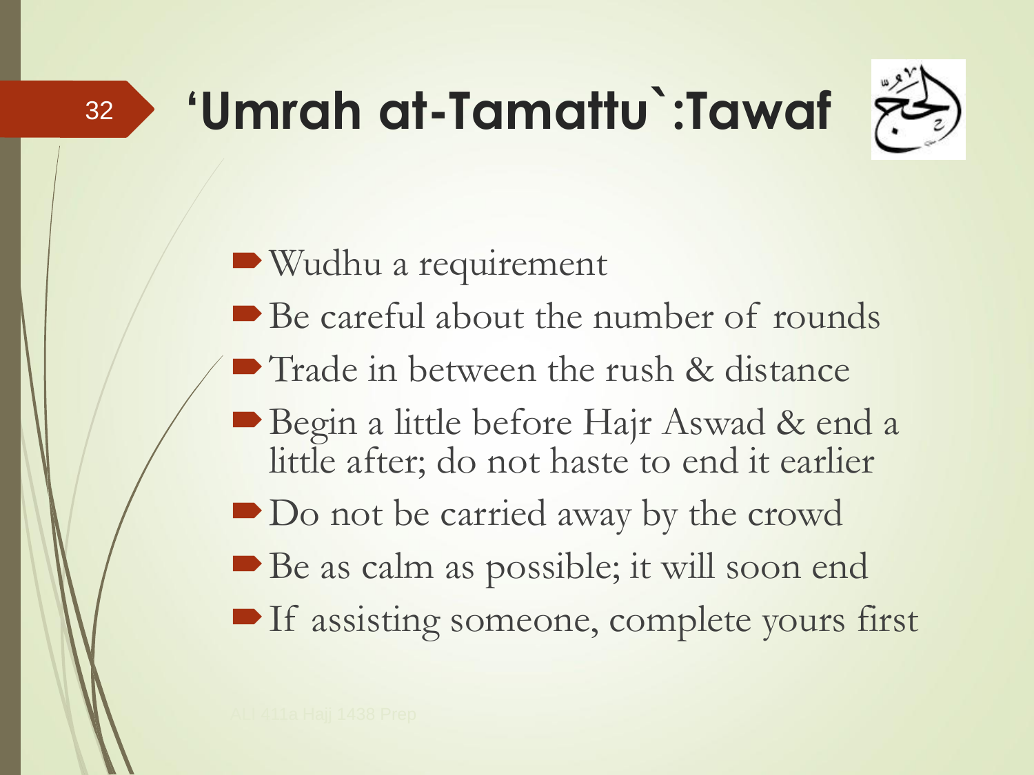# ‘Umrah at-Tamattu`:Tawaf

- Wudhu a requirement
- Be careful about the number of rounds
- Trade in between the rush & distance
- Begin a little before Hajr Aswad & end a little after; do not haste to end it earlier
- Do not be carried away by the crowd
- Be as calm as possible; it will soon end
- If assisting someone, complete yours first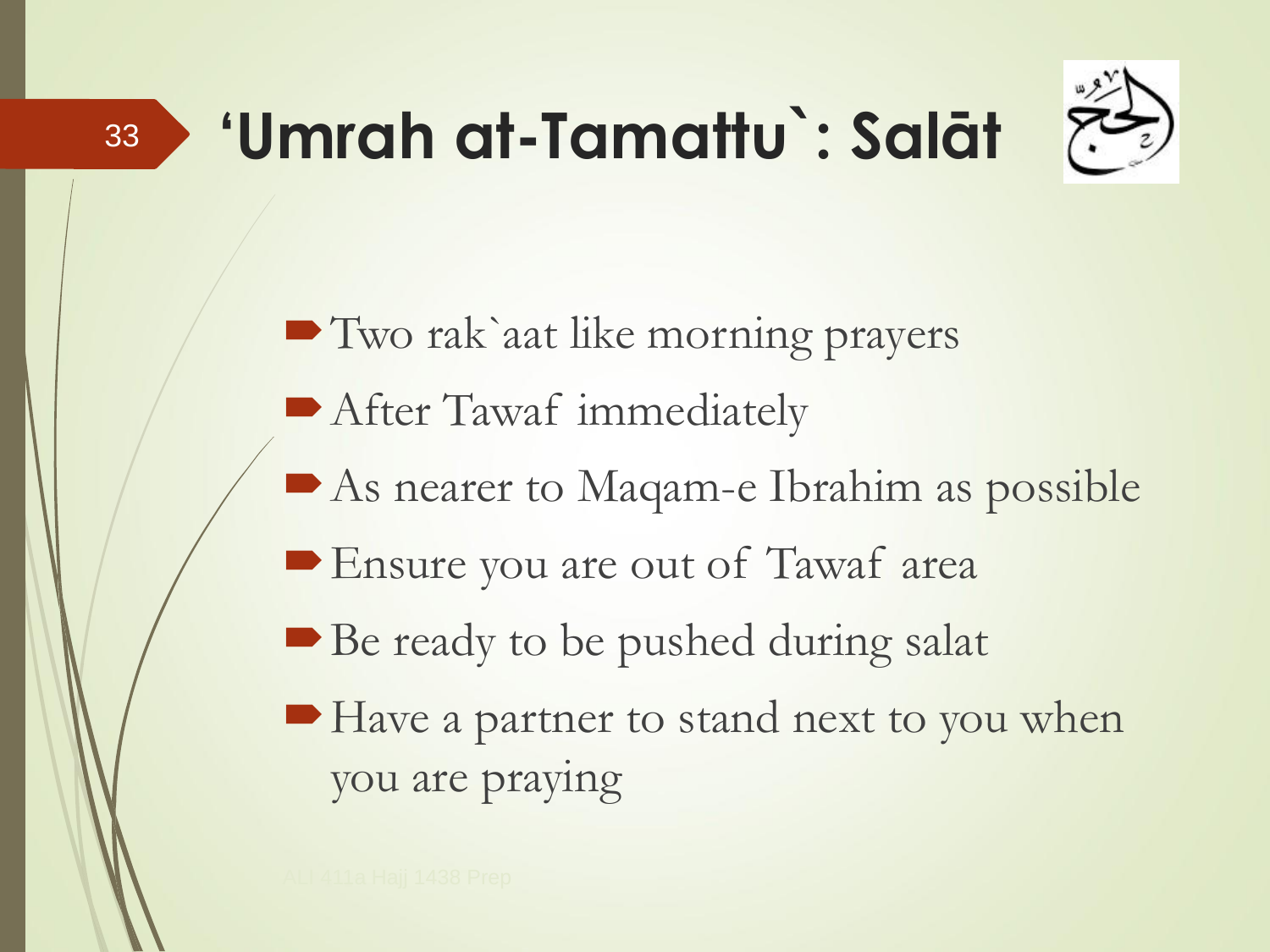# ‘Umrah at-Tamattu`: Salāt

- Two rak`aat like morning prayers
- After Tawaf immediately
- As nearer to Maqam-e Ibrahim as possible
- Ensure you are out of Tawaf area
- Be ready to be pushed during salat
- Have a partner to stand next to you when you are praying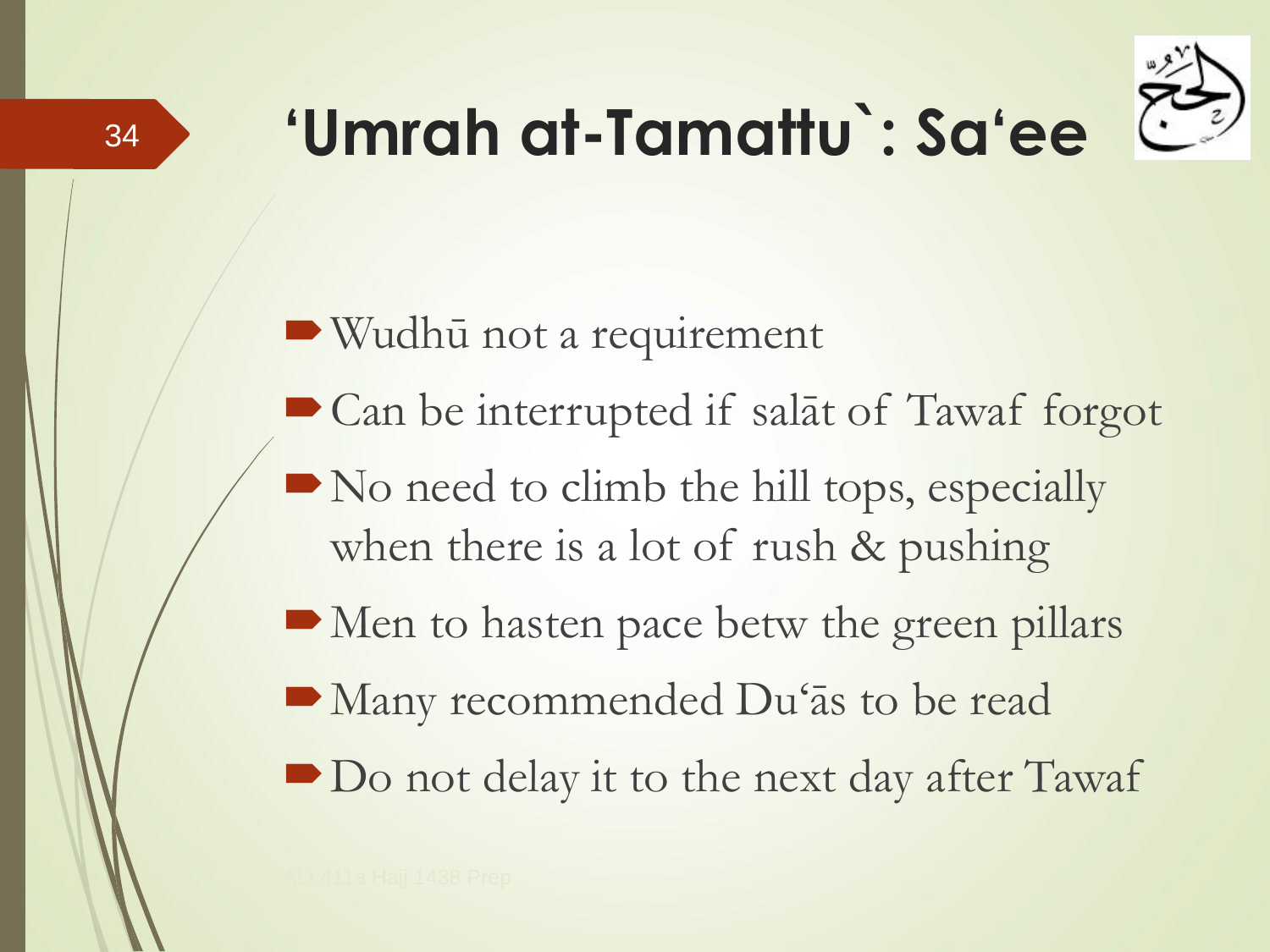# 'Umrah at-Tamattu`: Sa'ee

- Wudhū not a requirement
- Can be interrupted if salāt of Tawaf forgot
- No need to climb the hill tops, especially when there is a lot of rush & pushing
- Men to hasten pace betw the green pillars
- Many recommended Du'ās to be read
- Do not delay it to the next day after Tawaf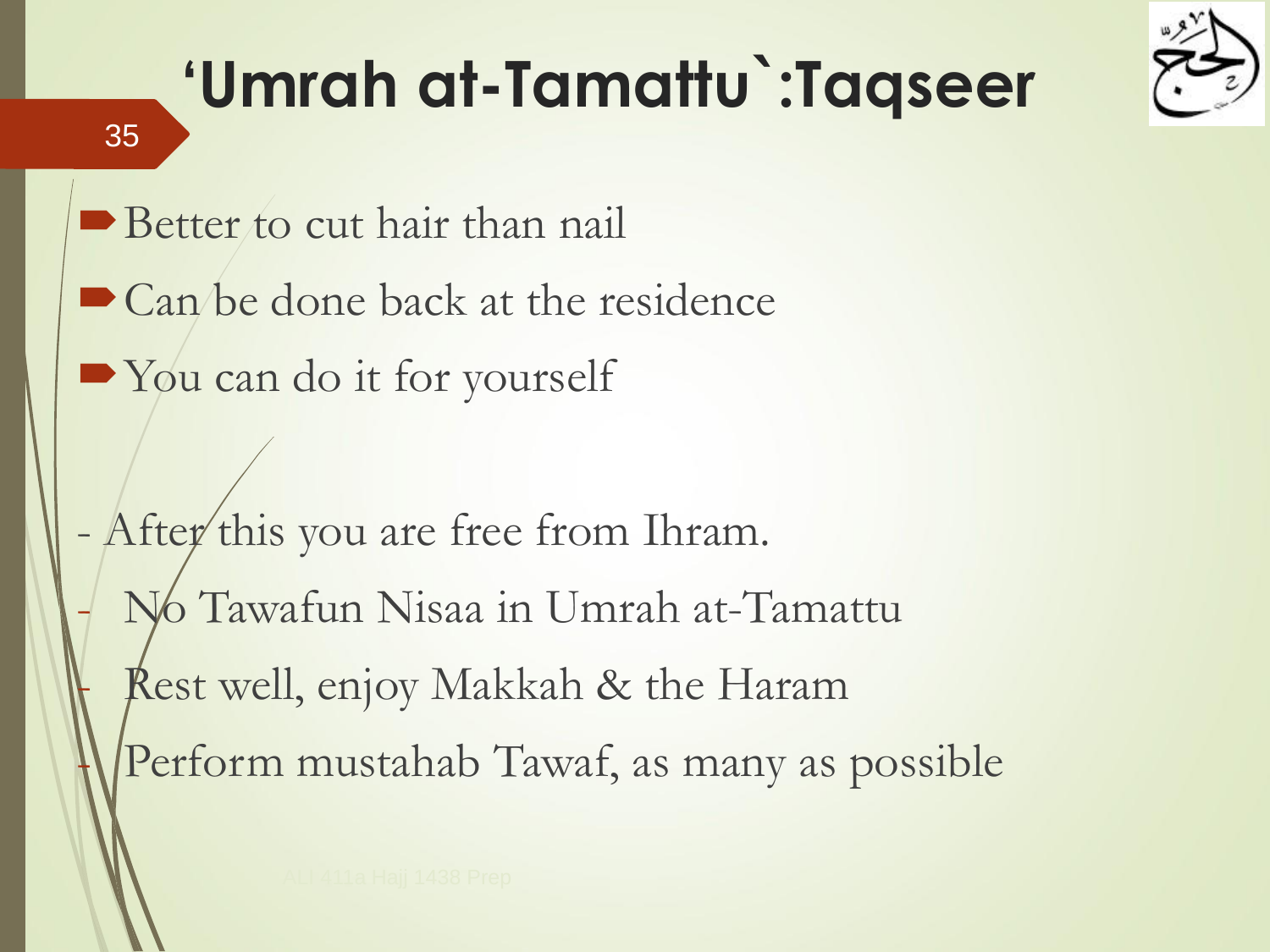# ‘Umrah at-Tamattu`:Taqseer

- Better to cut hair than nail
- Can be done back at the residence
- You can do it for yourself

- After this you are free from Ihram.
- No Tawafun Nisaa in Umrah at-Tamattu
- Rest well, enjoy Makkah & the Haram
- Perform mustahab Tawaf, as many as possible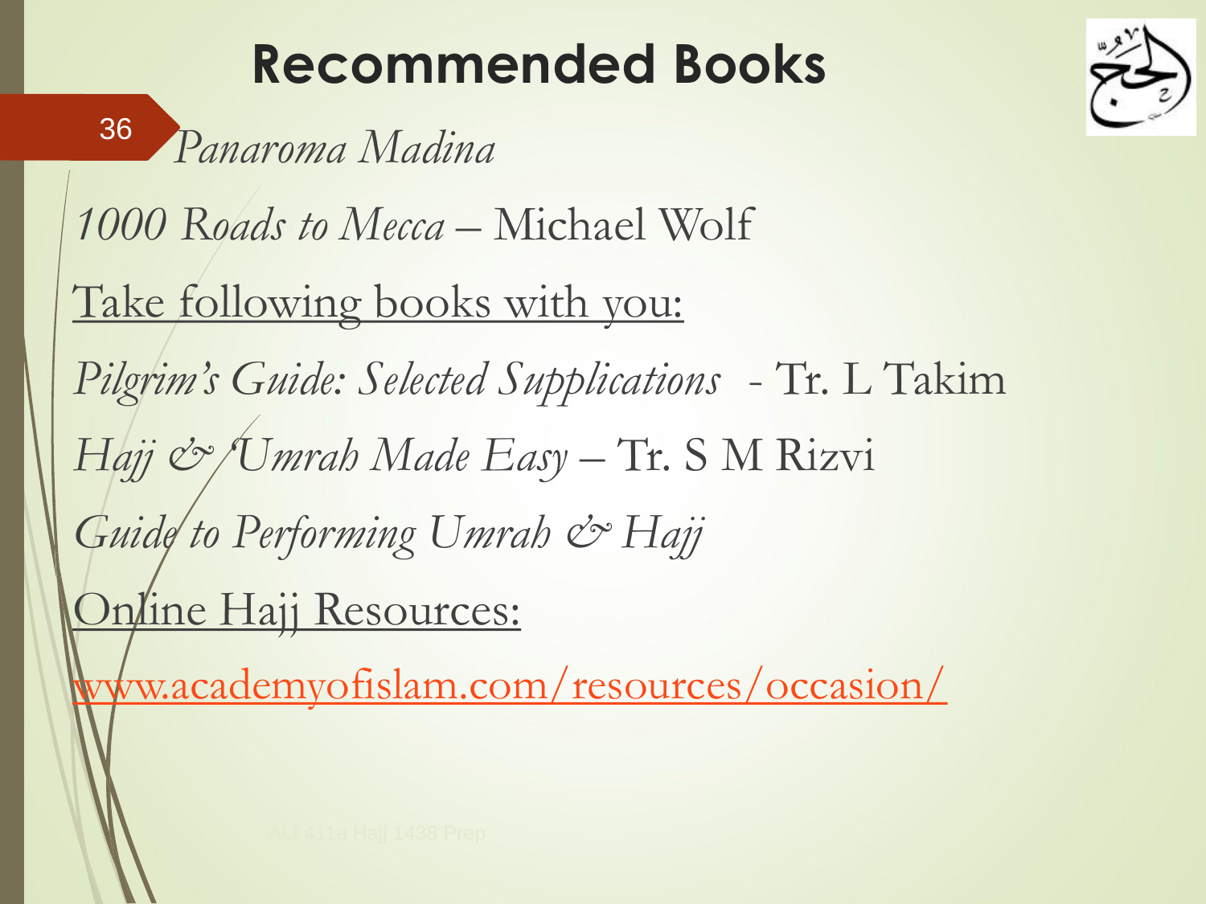# Recommended Books

*Panaroma Madina*

*1000 Roads to Mecca* – Michael Wolf

Take following books with you:

*Pilgrim's Guide: Selected Supplications* - Tr. L Takim

*Hajj & 'Umrah Made Easy* – Tr. S M Rizvi

*Guide to Performing Umrah & Hajj*

Online Hajj Resources:

www.academyofislam.com/resources/occasion/